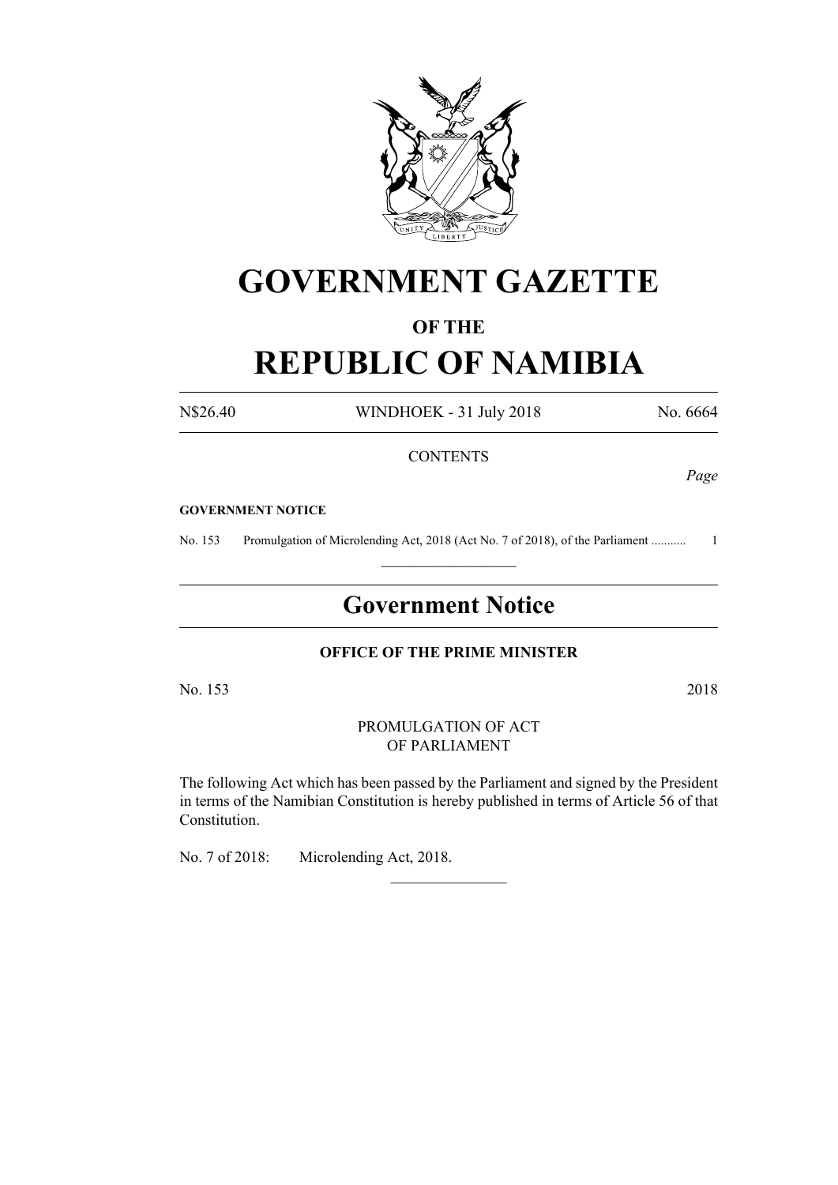# GOVERNMENT GAZETTE

### OF THE

# REPUBLIC OF NAMIBIA

N$26.40 WINDHOEK - 31 July 2018 No. 6664

CONTENTS

*Page*

**GOVERNMENT NOTICE**

No. 153 Promulgation of Microlending Act, 2018 (Act No. 7 of 2018), of the Parliament ........... 1

## Government Notice

**OFFICE OF THE PRIME MINISTER**

No. 153 2018

PROMULGATION OF ACT
OF PARLIAMENT

The following Act which has been passed by the Parliament and signed by the President in terms of the Namibian Constitution is hereby published in terms of Article 56 of that Constitution.

No. 7 of 2018: Microlending Act, 2018.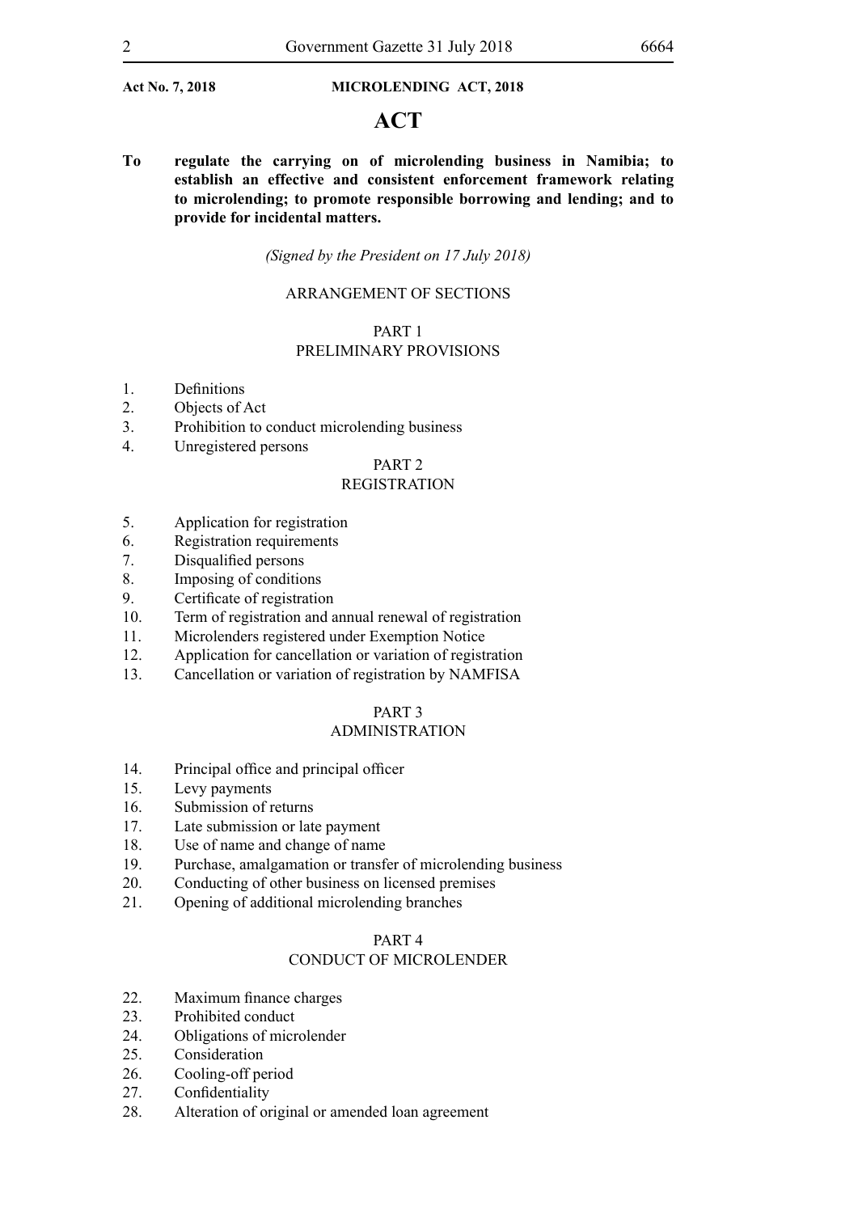Act No. 7, 2018 MICROLENDING ACT, 2018

# ACT

**To regulate the carrying on of microlending business in Namibia; to establish an effective and consistent enforcement framework relating to microlending; to promote responsible borrowing and lending; and to provide for incidental matters.**

*(Signed by the President on 17 July 2018)*

ARRANGEMENT OF SECTIONS

PART 1
PRELIMINARY PROVISIONS

1. Definitions
2. Objects of Act
3. Prohibition to conduct microlending business
4. Unregistered persons

PART 2
REGISTRATION

5. Application for registration
6. Registration requirements
7. Disqualified persons
8. Imposing of conditions
9. Certificate of registration
10. Term of registration and annual renewal of registration
11. Microlenders registered under Exemption Notice
12. Application for cancellation or variation of registration
13. Cancellation or variation of registration by NAMFISA

PART 3
ADMINISTRATION

14. Principal office and principal officer
15. Levy payments
16. Submission of returns
17. Late submission or late payment
18. Use of name and change of name
19. Purchase, amalgamation or transfer of microlending business
20. Conducting of other business on licensed premises
21. Opening of additional microlending branches

PART 4
CONDUCT OF MICROLENDER

22. Maximum finance charges
23. Prohibited conduct
24. Obligations of microlender
25. Consideration
26. Cooling-off period
27. Confidentiality
28. Alteration of original or amended loan agreement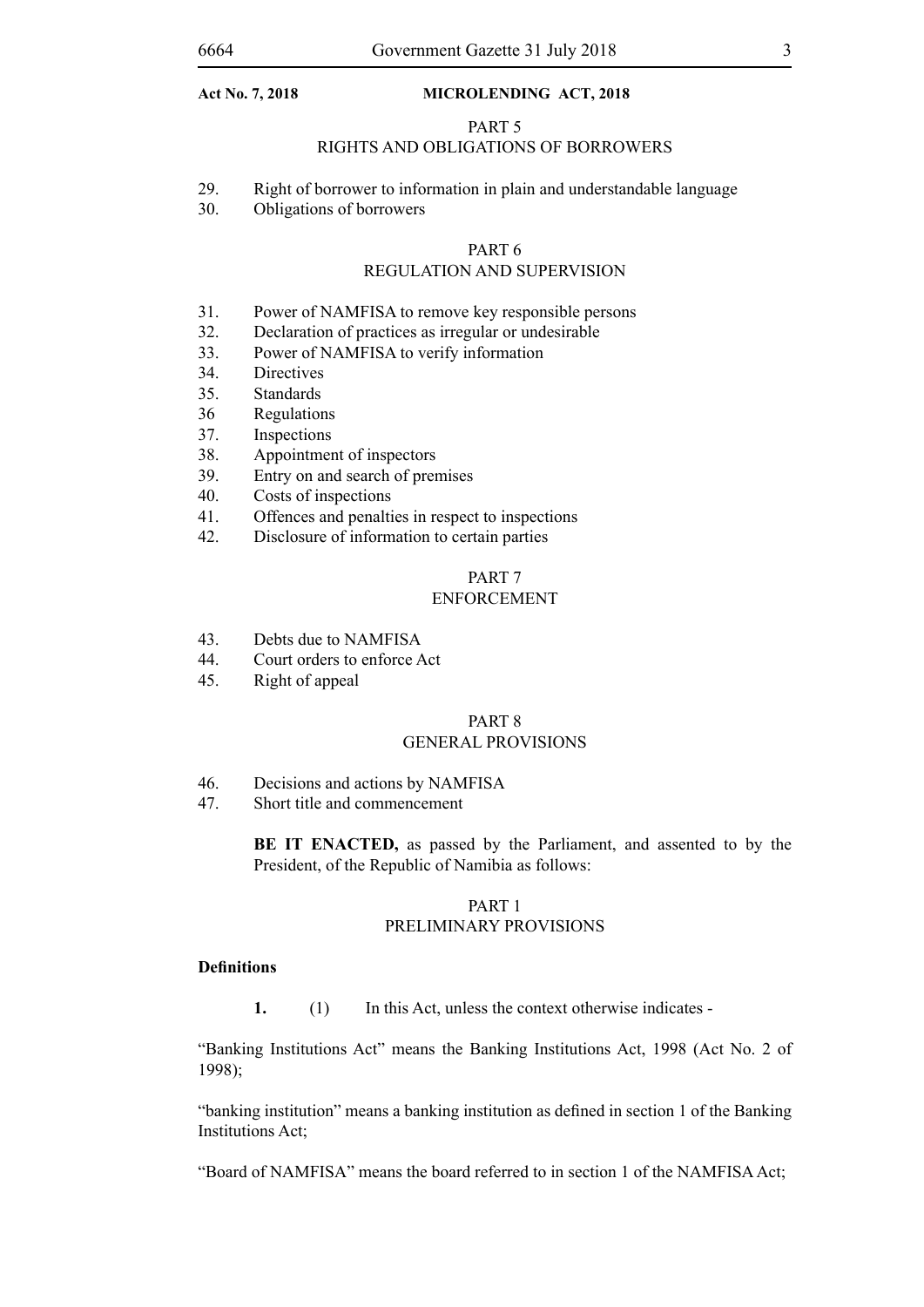PART 5
RIGHTS AND OBLIGATIONS OF BORROWERS

29. Right of borrower to information in plain and understandable language
30. Obligations of borrowers

PART 6
REGULATION AND SUPERVISION

31. Power of NAMFISA to remove key responsible persons
32. Declaration of practices as irregular or undesirable
33. Power of NAMFISA to verify information
34. Directives
35. Standards
36 Regulations
37. Inspections
38. Appointment of inspectors
39. Entry on and search of premises
40. Costs of inspections
41. Offences and penalties in respect to inspections
42. Disclosure of information to certain parties

PART 7
ENFORCEMENT

43. Debts due to NAMFISA
44. Court orders to enforce Act
45. Right of appeal

PART 8
GENERAL PROVISIONS

46. Decisions and actions by NAMFISA
47. Short title and commencement

**BE IT ENACTED,** as passed by the Parliament, and assented to by the President, of the Republic of Namibia as follows:

## PART 1
## PRELIMINARY PROVISIONS

**Definitions**

**1.** (1) In this Act, unless the context otherwise indicates -

"Banking Institutions Act" means the Banking Institutions Act, 1998 (Act No. 2 of 1998);

"banking institution" means a banking institution as defined in section 1 of the Banking Institutions Act;

"Board of NAMFISA" means the board referred to in section 1 of the NAMFISA Act;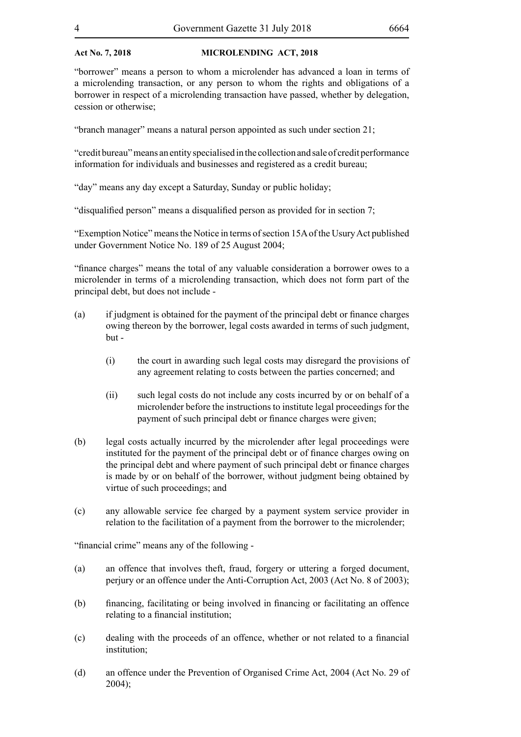"borrower" means a person to whom a microlender has advanced a loan in terms of a microlending transaction, or any person to whom the rights and obligations of a borrower in respect of a microlending transaction have passed, whether by delegation, cession or otherwise;

"branch manager" means a natural person appointed as such under section 21;

"credit bureau" means an entity specialised in the collection and sale of credit performance information for individuals and businesses and registered as a credit bureau;

"day" means any day except a Saturday, Sunday or public holiday;

"disqualified person" means a disqualified person as provided for in section 7;

"Exemption Notice" means the Notice in terms of section 15A of the Usury Act published under Government Notice No. 189 of 25 August 2004;

"finance charges" means the total of any valuable consideration a borrower owes to a microlender in terms of a microlending transaction, which does not form part of the principal debt, but does not include -

(a) if judgment is obtained for the payment of the principal debt or finance charges owing thereon by the borrower, legal costs awarded in terms of such judgment, but -

 (i) the court in awarding such legal costs may disregard the provisions of any agreement relating to costs between the parties concerned; and

 (ii) such legal costs do not include any costs incurred by or on behalf of a microlender before the instructions to institute legal proceedings for the payment of such principal debt or finance charges were given;

(b) legal costs actually incurred by the microlender after legal proceedings were instituted for the payment of the principal debt or of finance charges owing on the principal debt and where payment of such principal debt or finance charges is made by or on behalf of the borrower, without judgment being obtained by virtue of such proceedings; and

(c) any allowable service fee charged by a payment system service provider in relation to the facilitation of a payment from the borrower to the microlender;

"financial crime" means any of the following -

(a) an offence that involves theft, fraud, forgery or uttering a forged document, perjury or an offence under the Anti-Corruption Act, 2003 (Act No. 8 of 2003);

(b) financing, facilitating or being involved in financing or facilitating an offence relating to a financial institution;

(c) dealing with the proceeds of an offence, whether or not related to a financial institution;

(d) an offence under the Prevention of Organised Crime Act, 2004 (Act No. 29 of 2004);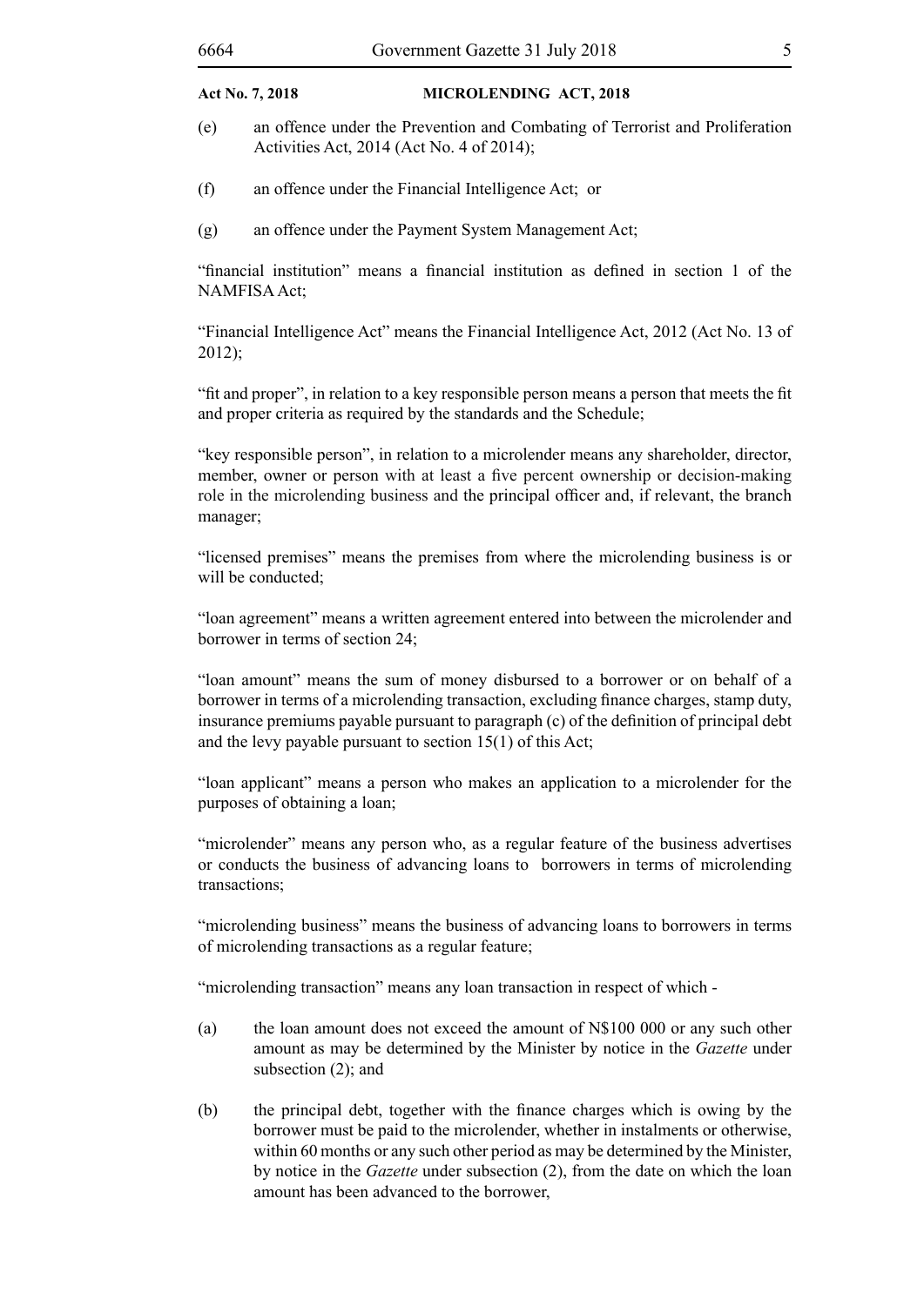(e) an offence under the Prevention and Combating of Terrorist and Proliferation Activities Act, 2014 (Act No. 4 of 2014);

(f) an offence under the Financial Intelligence Act; or

(g) an offence under the Payment System Management Act;

"financial institution" means a financial institution as defined in section 1 of the NAMFISA Act;

"Financial Intelligence Act" means the Financial Intelligence Act, 2012 (Act No. 13 of 2012);

"fit and proper", in relation to a key responsible person means a person that meets the fit and proper criteria as required by the standards and the Schedule;

"key responsible person", in relation to a microlender means any shareholder, director, member, owner or person with at least a five percent ownership or decision-making role in the microlending business and the principal officer and, if relevant, the branch manager;

"licensed premises" means the premises from where the microlending business is or will be conducted;

"loan agreement" means a written agreement entered into between the microlender and borrower in terms of section 24;

"loan amount" means the sum of money disbursed to a borrower or on behalf of a borrower in terms of a microlending transaction, excluding finance charges, stamp duty, insurance premiums payable pursuant to paragraph (c) of the definition of principal debt and the levy payable pursuant to section 15(1) of this Act;

"loan applicant" means a person who makes an application to a microlender for the purposes of obtaining a loan;

"microlender" means any person who, as a regular feature of the business advertises or conducts the business of advancing loans to borrowers in terms of microlending transactions;

"microlending business" means the business of advancing loans to borrowers in terms of microlending transactions as a regular feature;

"microlending transaction" means any loan transaction in respect of which -

(a) the loan amount does not exceed the amount of N$100 000 or any such other amount as may be determined by the Minister by notice in the *Gazette* under subsection (2); and

(b) the principal debt, together with the finance charges which is owing by the borrower must be paid to the microlender, whether in instalments or otherwise, within 60 months or any such other period as may be determined by the Minister, by notice in the *Gazette* under subsection (2), from the date on which the loan amount has been advanced to the borrower,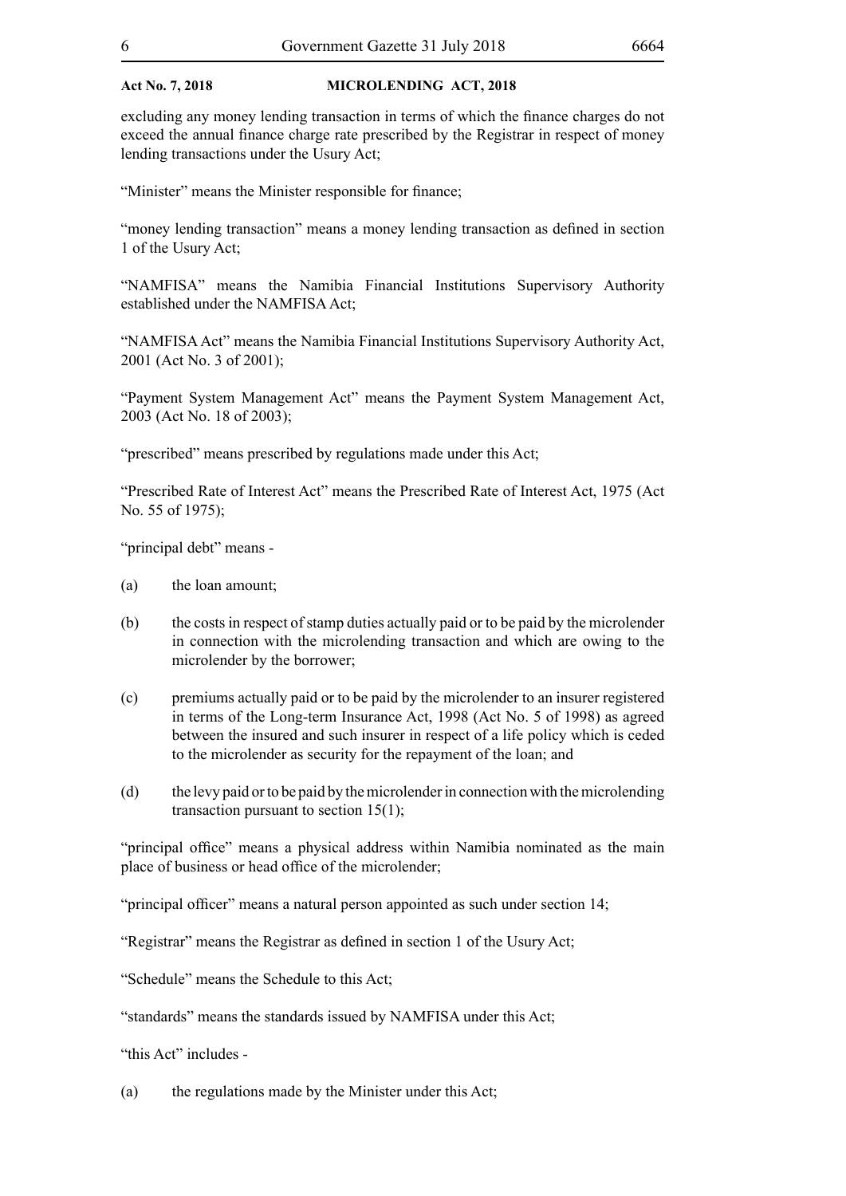excluding any money lending transaction in terms of which the finance charges do not exceed the annual finance charge rate prescribed by the Registrar in respect of money lending transactions under the Usury Act;

"Minister" means the Minister responsible for finance;

"money lending transaction" means a money lending transaction as defined in section 1 of the Usury Act;

"NAMFISA" means the Namibia Financial Institutions Supervisory Authority established under the NAMFISA Act;

"NAMFISA Act" means the Namibia Financial Institutions Supervisory Authority Act, 2001 (Act No. 3 of 2001);

"Payment System Management Act" means the Payment System Management Act, 2003 (Act No. 18 of 2003);

"prescribed" means prescribed by regulations made under this Act;

"Prescribed Rate of Interest Act" means the Prescribed Rate of Interest Act, 1975 (Act No. 55 of 1975);

"principal debt" means -

(a) the loan amount;

(b) the costs in respect of stamp duties actually paid or to be paid by the microlender in connection with the microlending transaction and which are owing to the microlender by the borrower;

(c) premiums actually paid or to be paid by the microlender to an insurer registered in terms of the Long-term Insurance Act, 1998 (Act No. 5 of 1998) as agreed between the insured and such insurer in respect of a life policy which is ceded to the microlender as security for the repayment of the loan; and

(d) the levy paid or to be paid by the microlender in connection with the microlending transaction pursuant to section 15(1);

"principal office" means a physical address within Namibia nominated as the main place of business or head office of the microlender;

"principal officer" means a natural person appointed as such under section 14;

"Registrar" means the Registrar as defined in section 1 of the Usury Act;

"Schedule" means the Schedule to this Act;

"standards" means the standards issued by NAMFISA under this Act;

"this Act" includes -

(a) the regulations made by the Minister under this Act;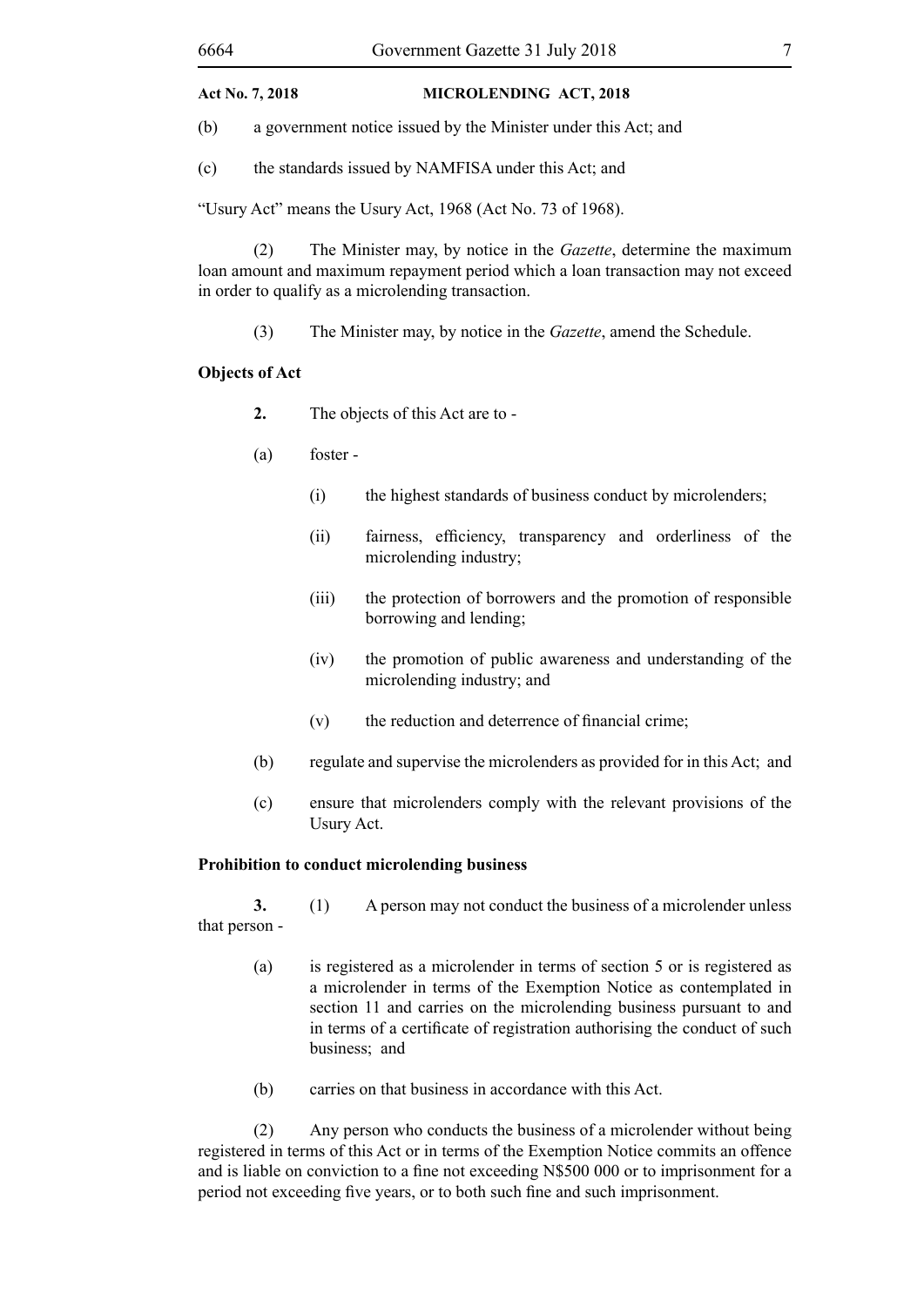(b) a government notice issued by the Minister under this Act; and

(c) the standards issued by NAMFISA under this Act; and

"Usury Act" means the Usury Act, 1968 (Act No. 73 of 1968).

(2) The Minister may, by notice in the *Gazette*, determine the maximum loan amount and maximum repayment period which a loan transaction may not exceed in order to qualify as a microlending transaction.

(3) The Minister may, by notice in the *Gazette*, amend the Schedule.

**Objects of Act**

**2.** The objects of this Act are to -

(a) foster -

(i) the highest standards of business conduct by microlenders;

(ii) fairness, efficiency, transparency and orderliness of the microlending industry;

(iii) the protection of borrowers and the promotion of responsible borrowing and lending;

(iv) the promotion of public awareness and understanding of the microlending industry; and

(v) the reduction and deterrence of financial crime;

(b) regulate and supervise the microlenders as provided for in this Act; and

(c) ensure that microlenders comply with the relevant provisions of the Usury Act.

**Prohibition to conduct microlending business**

**3.** (1) A person may not conduct the business of a microlender unless that person -

(a) is registered as a microlender in terms of section 5 or is registered as a microlender in terms of the Exemption Notice as contemplated in section 11 and carries on the microlending business pursuant to and in terms of a certificate of registration authorising the conduct of such business; and

(b) carries on that business in accordance with this Act.

(2) Any person who conducts the business of a microlender without being registered in terms of this Act or in terms of the Exemption Notice commits an offence and is liable on conviction to a fine not exceeding N$500 000 or to imprisonment for a period not exceeding five years, or to both such fine and such imprisonment.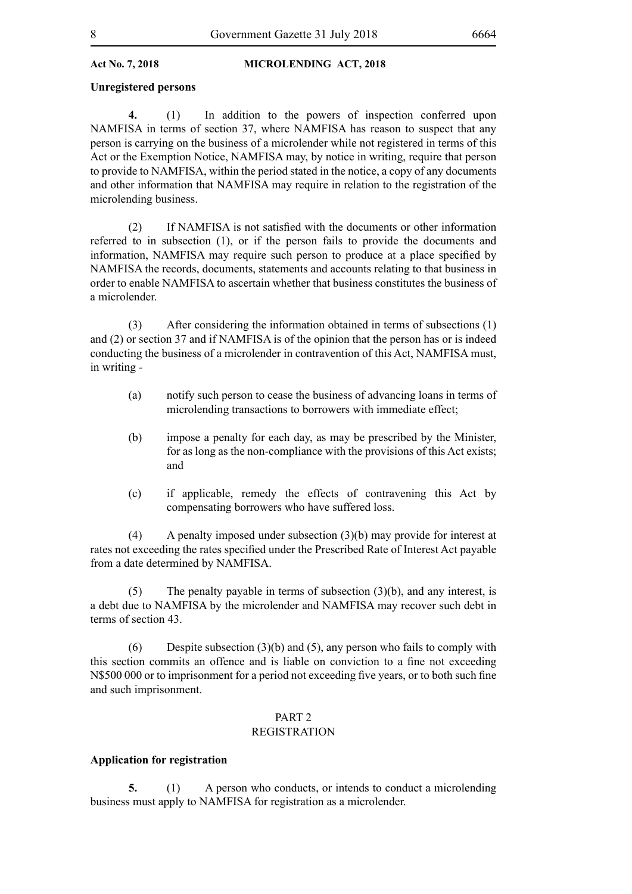**Unregistered persons**

**4.** (1) In addition to the powers of inspection conferred upon NAMFISA in terms of section 37, where NAMFISA has reason to suspect that any person is carrying on the business of a microlender while not registered in terms of this Act or the Exemption Notice, NAMFISA may, by notice in writing, require that person to provide to NAMFISA, within the period stated in the notice, a copy of any documents and other information that NAMFISA may require in relation to the registration of the microlending business.

(2) If NAMFISA is not satisfied with the documents or other information referred to in subsection (1), or if the person fails to provide the documents and information, NAMFISA may require such person to produce at a place specified by NAMFISA the records, documents, statements and accounts relating to that business in order to enable NAMFISA to ascertain whether that business constitutes the business of a microlender.

(3) After considering the information obtained in terms of subsections (1) and (2) or section 37 and if NAMFISA is of the opinion that the person has or is indeed conducting the business of a microlender in contravention of this Act, NAMFISA must, in writing -

(a) notify such person to cease the business of advancing loans in terms of microlending transactions to borrowers with immediate effect;

(b) impose a penalty for each day, as may be prescribed by the Minister, for as long as the non-compliance with the provisions of this Act exists; and

(c) if applicable, remedy the effects of contravening this Act by compensating borrowers who have suffered loss.

(4) A penalty imposed under subsection (3)(b) may provide for interest at rates not exceeding the rates specified under the Prescribed Rate of Interest Act payable from a date determined by NAMFISA.

(5) The penalty payable in terms of subsection (3)(b), and any interest, is a debt due to NAMFISA by the microlender and NAMFISA may recover such debt in terms of section 43.

(6) Despite subsection (3)(b) and (5), any person who fails to comply with this section commits an offence and is liable on conviction to a fine not exceeding N$500 000 or to imprisonment for a period not exceeding five years, or to both such fine and such imprisonment.

## PART 2
## REGISTRATION

**Application for registration**

**5.** (1) A person who conducts, or intends to conduct a microlending business must apply to NAMFISA for registration as a microlender.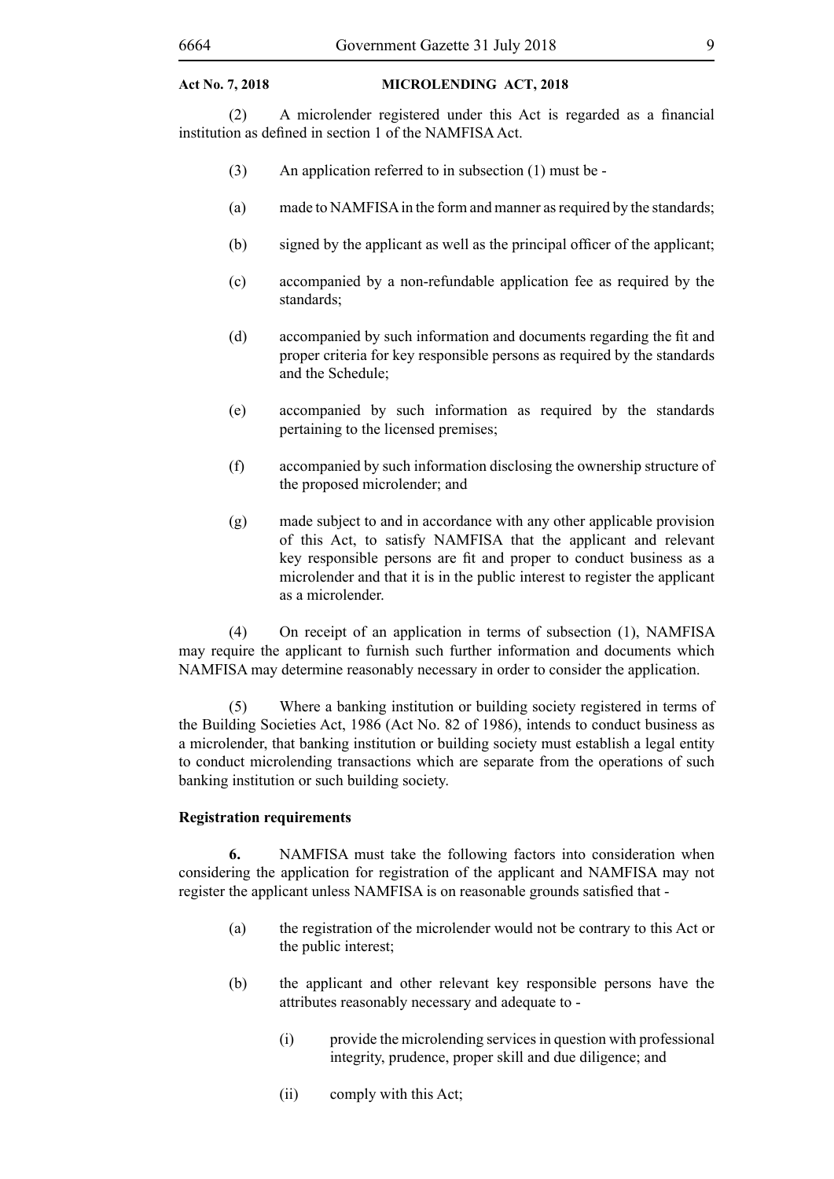(2) A microlender registered under this Act is regarded as a financial institution as defined in section 1 of the NAMFISA Act.

(3) An application referred to in subsection (1) must be -

(a) made to NAMFISA in the form and manner as required by the standards;

(b) signed by the applicant as well as the principal officer of the applicant;

(c) accompanied by a non-refundable application fee as required by the standards;

(d) accompanied by such information and documents regarding the fit and proper criteria for key responsible persons as required by the standards and the Schedule;

(e) accompanied by such information as required by the standards pertaining to the licensed premises;

(f) accompanied by such information disclosing the ownership structure of the proposed microlender; and

(g) made subject to and in accordance with any other applicable provision of this Act, to satisfy NAMFISA that the applicant and relevant key responsible persons are fit and proper to conduct business as a microlender and that it is in the public interest to register the applicant as a microlender.

(4) On receipt of an application in terms of subsection (1), NAMFISA may require the applicant to furnish such further information and documents which NAMFISA may determine reasonably necessary in order to consider the application.

(5) Where a banking institution or building society registered in terms of the Building Societies Act, 1986 (Act No. 82 of 1986), intends to conduct business as a microlender, that banking institution or building society must establish a legal entity to conduct microlending transactions which are separate from the operations of such banking institution or such building society.

**Registration requirements**

**6.** NAMFISA must take the following factors into consideration when considering the application for registration of the applicant and NAMFISA may not register the applicant unless NAMFISA is on reasonable grounds satisfied that -

(a) the registration of the microlender would not be contrary to this Act or the public interest;

(b) the applicant and other relevant key responsible persons have the attributes reasonably necessary and adequate to -

(i) provide the microlending services in question with professional integrity, prudence, proper skill and due diligence; and

(ii) comply with this Act;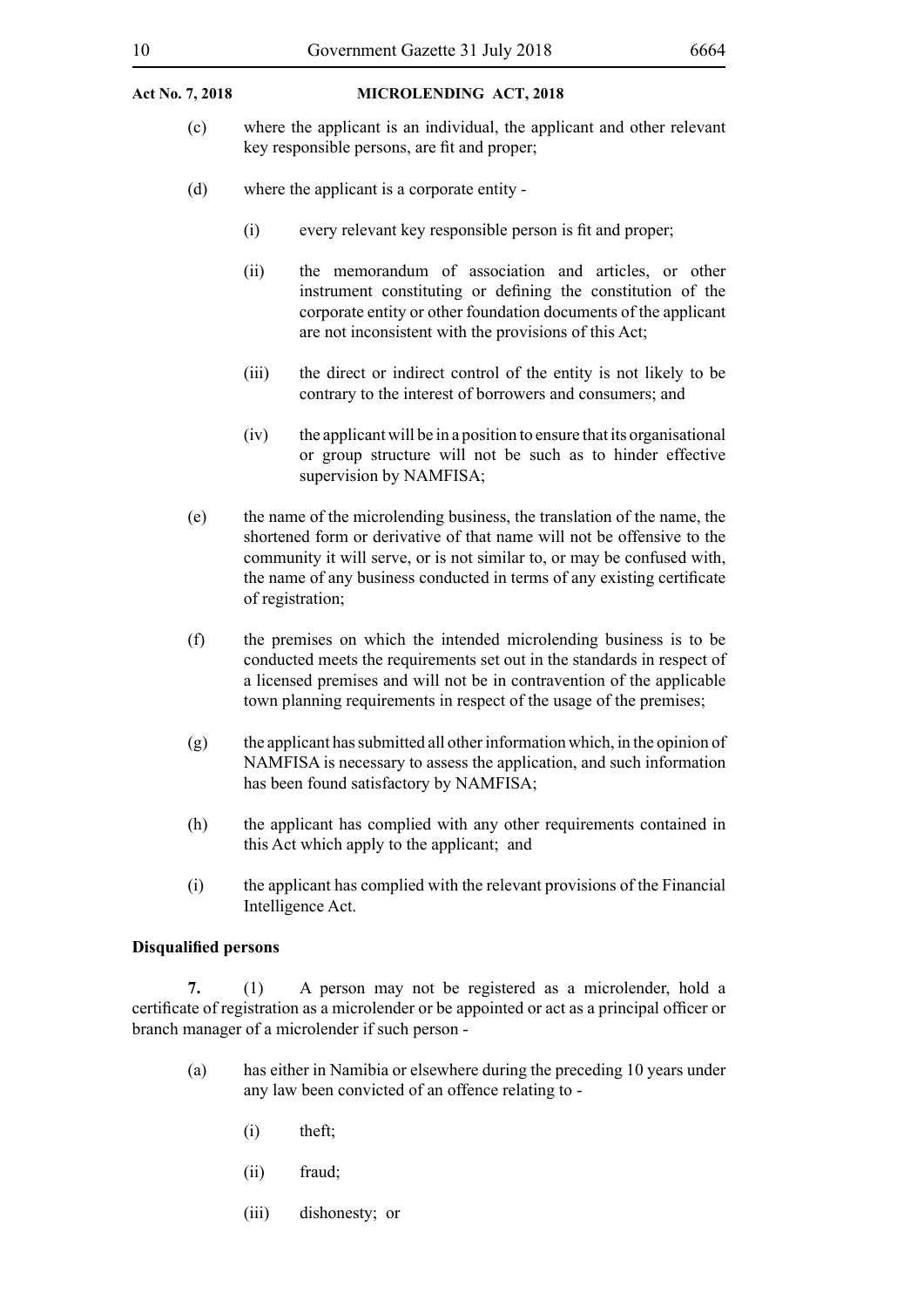(c) where the applicant is an individual, the applicant and other relevant key responsible persons, are fit and proper;

(d) where the applicant is a corporate entity -

   (i) every relevant key responsible person is fit and proper;

   (ii) the memorandum of association and articles, or other instrument constituting or defining the constitution of the corporate entity or other foundation documents of the applicant are not inconsistent with the provisions of this Act;

   (iii) the direct or indirect control of the entity is not likely to be contrary to the interest of borrowers and consumers; and

   (iv) the applicant will be in a position to ensure that its organisational or group structure will not be such as to hinder effective supervision by NAMFISA;

(e) the name of the microlending business, the translation of the name, the shortened form or derivative of that name will not be offensive to the community it will serve, or is not similar to, or may be confused with, the name of any business conducted in terms of any existing certificate of registration;

(f) the premises on which the intended microlending business is to be conducted meets the requirements set out in the standards in respect of a licensed premises and will not be in contravention of the applicable town planning requirements in respect of the usage of the premises;

(g) the applicant has submitted all other information which, in the opinion of NAMFISA is necessary to assess the application, and such information has been found satisfactory by NAMFISA;

(h) the applicant has complied with any other requirements contained in this Act which apply to the applicant; and

(i) the applicant has complied with the relevant provisions of the Financial Intelligence Act.

**Disqualified persons**

**7.** (1) A person may not be registered as a microlender, hold a certificate of registration as a microlender or be appointed or act as a principal officer or branch manager of a microlender if such person -

(a) has either in Namibia or elsewhere during the preceding 10 years under any law been convicted of an offence relating to -

   (i) theft;

   (ii) fraud;

   (iii) dishonesty; or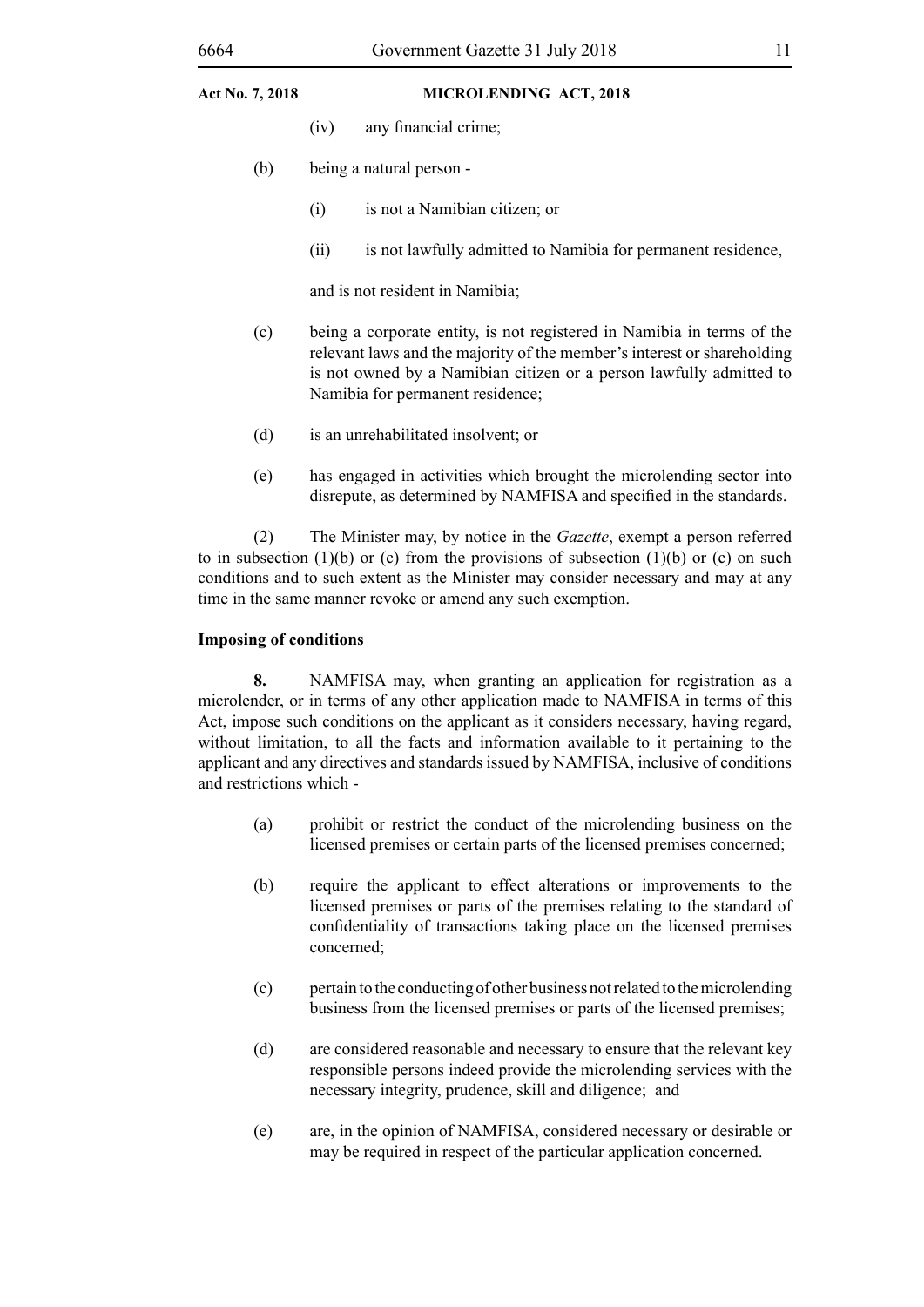(iv) any financial crime;

(b) being a natural person -

(i) is not a Namibian citizen; or

(ii) is not lawfully admitted to Namibia for permanent residence,

and is not resident in Namibia;

(c) being a corporate entity, is not registered in Namibia in terms of the relevant laws and the majority of the member's interest or shareholding is not owned by a Namibian citizen or a person lawfully admitted to Namibia for permanent residence;

(d) is an unrehabilitated insolvent; or

(e) has engaged in activities which brought the microlending sector into disrepute, as determined by NAMFISA and specified in the standards.

(2) The Minister may, by notice in the *Gazette*, exempt a person referred to in subsection (1)(b) or (c) from the provisions of subsection (1)(b) or (c) on such conditions and to such extent as the Minister may consider necessary and may at any time in the same manner revoke or amend any such exemption.

**Imposing of conditions**

**8.** NAMFISA may, when granting an application for registration as a microlender, or in terms of any other application made to NAMFISA in terms of this Act, impose such conditions on the applicant as it considers necessary, having regard, without limitation, to all the facts and information available to it pertaining to the applicant and any directives and standards issued by NAMFISA, inclusive of conditions and restrictions which -

(a) prohibit or restrict the conduct of the microlending business on the licensed premises or certain parts of the licensed premises concerned;

(b) require the applicant to effect alterations or improvements to the licensed premises or parts of the premises relating to the standard of confidentiality of transactions taking place on the licensed premises concerned;

(c) pertain to the conducting of other business not related to the microlending business from the licensed premises or parts of the licensed premises;

(d) are considered reasonable and necessary to ensure that the relevant key responsible persons indeed provide the microlending services with the necessary integrity, prudence, skill and diligence; and

(e) are, in the opinion of NAMFISA, considered necessary or desirable or may be required in respect of the particular application concerned.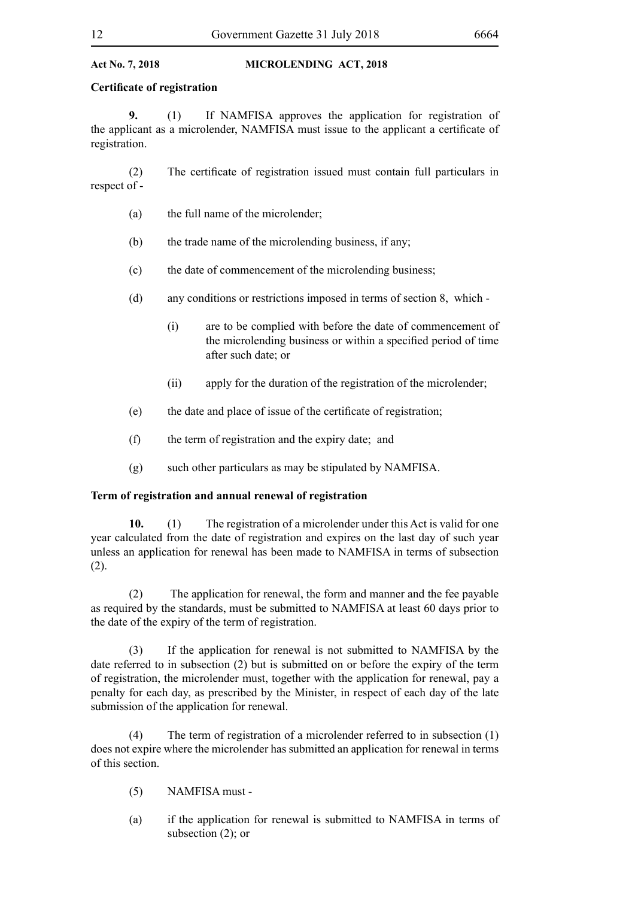**Certificate of registration**

**9.** (1) If NAMFISA approves the application for registration of the applicant as a microlender, NAMFISA must issue to the applicant a certificate of registration.

(2) The certificate of registration issued must contain full particulars in respect of -

(a) the full name of the microlender;

(b) the trade name of the microlending business, if any;

(c) the date of commencement of the microlending business;

(d) any conditions or restrictions imposed in terms of section 8, which -

(i) are to be complied with before the date of commencement of the microlending business or within a specified period of time after such date; or

(ii) apply for the duration of the registration of the microlender;

(e) the date and place of issue of the certificate of registration;

(f) the term of registration and the expiry date; and

(g) such other particulars as may be stipulated by NAMFISA.

**Term of registration and annual renewal of registration**

**10.** (1) The registration of a microlender under this Act is valid for one year calculated from the date of registration and expires on the last day of such year unless an application for renewal has been made to NAMFISA in terms of subsection (2).

(2) The application for renewal, the form and manner and the fee payable as required by the standards, must be submitted to NAMFISA at least 60 days prior to the date of the expiry of the term of registration.

(3) If the application for renewal is not submitted to NAMFISA by the date referred to in subsection (2) but is submitted on or before the expiry of the term of registration, the microlender must, together with the application for renewal, pay a penalty for each day, as prescribed by the Minister, in respect of each day of the late submission of the application for renewal.

(4) The term of registration of a microlender referred to in subsection (1) does not expire where the microlender has submitted an application for renewal in terms of this section.

(5) NAMFISA must -

(a) if the application for renewal is submitted to NAMFISA in terms of subsection (2); or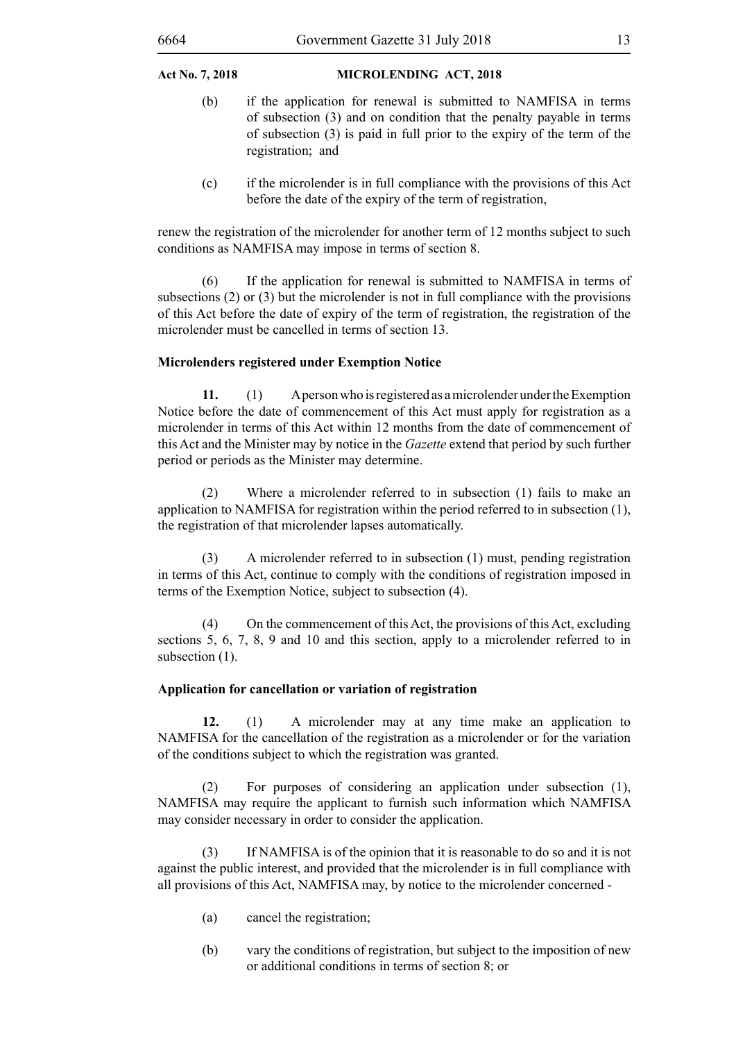(b) if the application for renewal is submitted to NAMFISA in terms of subsection (3) and on condition that the penalty payable in terms of subsection (3) is paid in full prior to the expiry of the term of the registration; and

(c) if the microlender is in full compliance with the provisions of this Act before the date of the expiry of the term of registration,

renew the registration of the microlender for another term of 12 months subject to such conditions as NAMFISA may impose in terms of section 8.

(6) If the application for renewal is submitted to NAMFISA in terms of subsections (2) or (3) but the microlender is not in full compliance with the provisions of this Act before the date of expiry of the term of registration, the registration of the microlender must be cancelled in terms of section 13.

**Microlenders registered under Exemption Notice**

**11.** (1) A person who is registered as a microlender under the Exemption Notice before the date of commencement of this Act must apply for registration as a microlender in terms of this Act within 12 months from the date of commencement of this Act and the Minister may by notice in the *Gazette* extend that period by such further period or periods as the Minister may determine.

(2) Where a microlender referred to in subsection (1) fails to make an application to NAMFISA for registration within the period referred to in subsection (1), the registration of that microlender lapses automatically.

(3) A microlender referred to in subsection (1) must, pending registration in terms of this Act, continue to comply with the conditions of registration imposed in terms of the Exemption Notice, subject to subsection (4).

(4) On the commencement of this Act, the provisions of this Act, excluding sections 5, 6, 7, 8, 9 and 10 and this section, apply to a microlender referred to in subsection (1).

**Application for cancellation or variation of registration**

**12.** (1) A microlender may at any time make an application to NAMFISA for the cancellation of the registration as a microlender or for the variation of the conditions subject to which the registration was granted.

(2) For purposes of considering an application under subsection (1), NAMFISA may require the applicant to furnish such information which NAMFISA may consider necessary in order to consider the application.

(3) If NAMFISA is of the opinion that it is reasonable to do so and it is not against the public interest, and provided that the microlender is in full compliance with all provisions of this Act, NAMFISA may, by notice to the microlender concerned -

(a) cancel the registration;

(b) vary the conditions of registration, but subject to the imposition of new or additional conditions in terms of section 8; or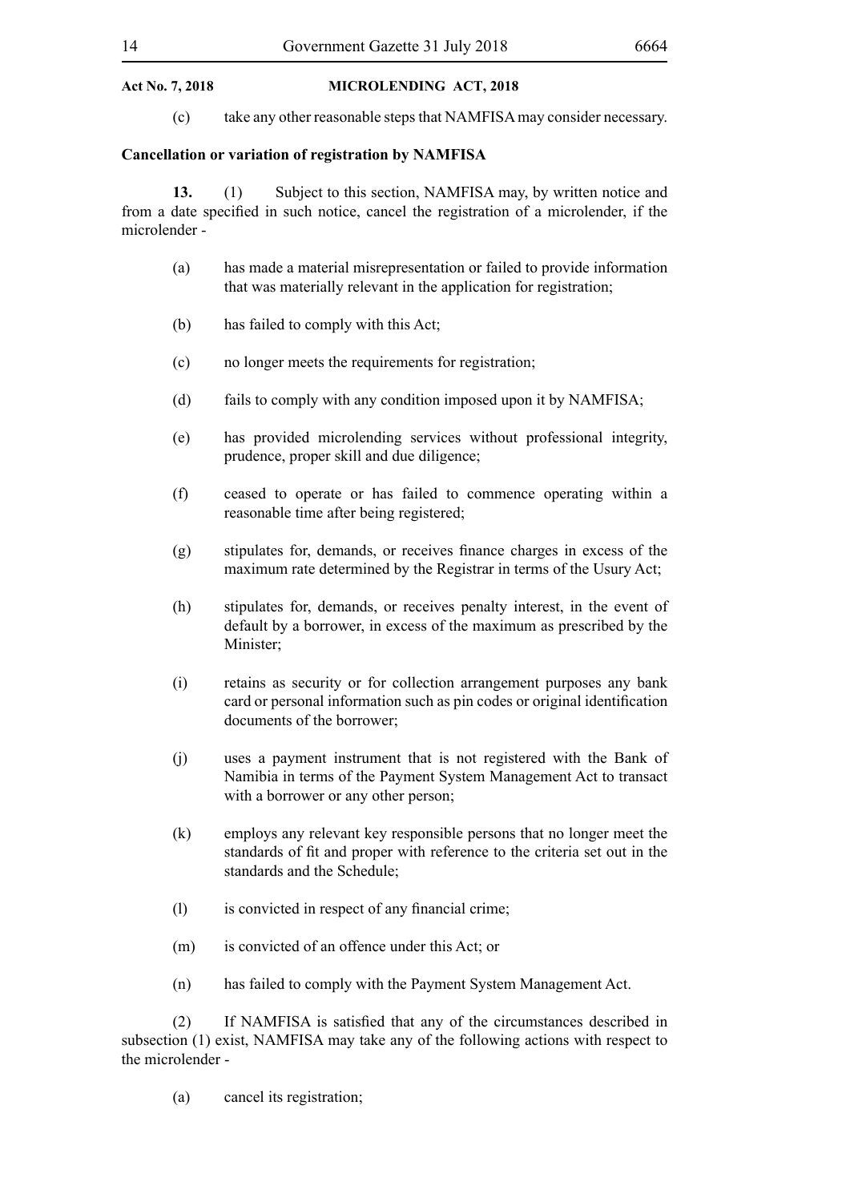(c) take any other reasonable steps that NAMFISA may consider necessary.

**Cancellation or variation of registration by NAMFISA**

**13.** (1) Subject to this section, NAMFISA may, by written notice and from a date specified in such notice, cancel the registration of a microlender, if the microlender -

(a) has made a material misrepresentation or failed to provide information that was materially relevant in the application for registration;

(b) has failed to comply with this Act;

(c) no longer meets the requirements for registration;

(d) fails to comply with any condition imposed upon it by NAMFISA;

(e) has provided microlending services without professional integrity, prudence, proper skill and due diligence;

(f) ceased to operate or has failed to commence operating within a reasonable time after being registered;

(g) stipulates for, demands, or receives finance charges in excess of the maximum rate determined by the Registrar in terms of the Usury Act;

(h) stipulates for, demands, or receives penalty interest, in the event of default by a borrower, in excess of the maximum as prescribed by the Minister;

(i) retains as security or for collection arrangement purposes any bank card or personal information such as pin codes or original identification documents of the borrower;

(j) uses a payment instrument that is not registered with the Bank of Namibia in terms of the Payment System Management Act to transact with a borrower or any other person;

(k) employs any relevant key responsible persons that no longer meet the standards of fit and proper with reference to the criteria set out in the standards and the Schedule;

(l) is convicted in respect of any financial crime;

(m) is convicted of an offence under this Act; or

(n) has failed to comply with the Payment System Management Act.

(2) If NAMFISA is satisfied that any of the circumstances described in subsection (1) exist, NAMFISA may take any of the following actions with respect to the microlender -

(a) cancel its registration;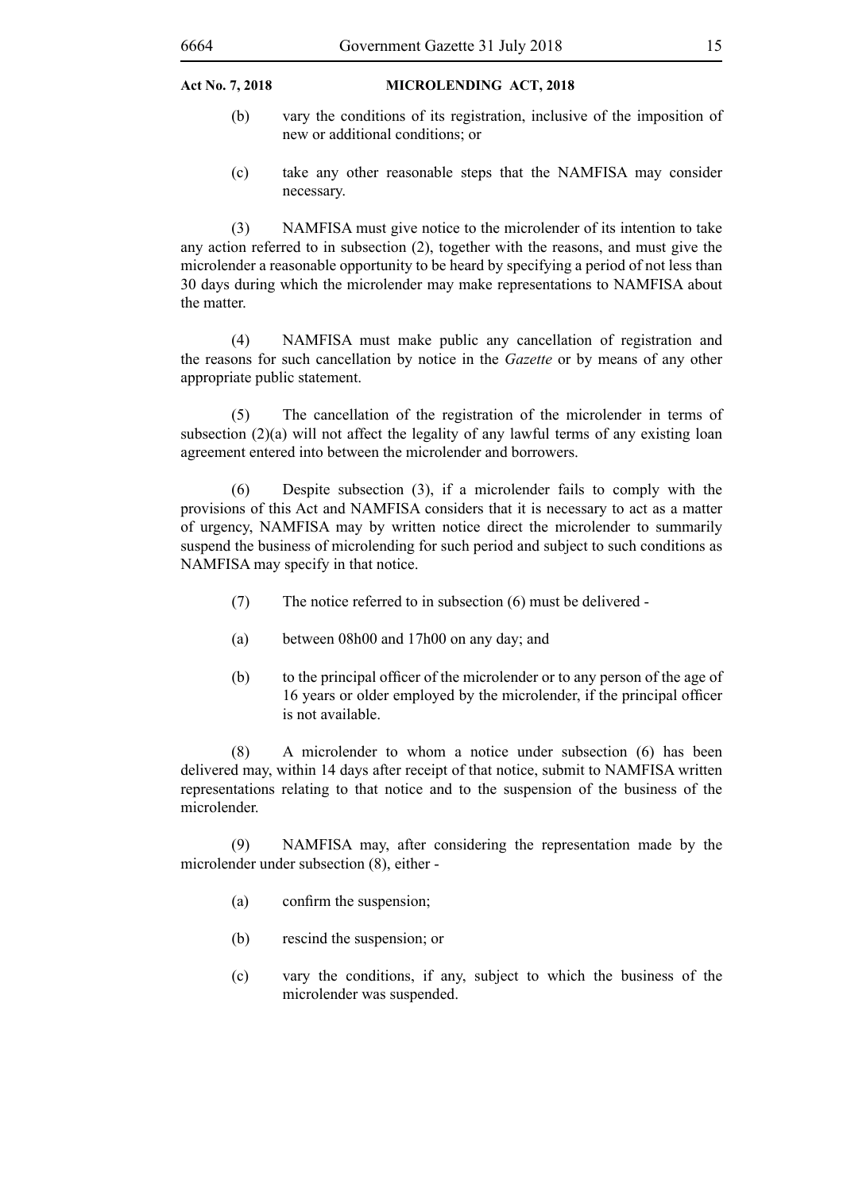(b) vary the conditions of its registration, inclusive of the imposition of new or additional conditions; or

(c) take any other reasonable steps that the NAMFISA may consider necessary.

(3) NAMFISA must give notice to the microlender of its intention to take any action referred to in subsection (2), together with the reasons, and must give the microlender a reasonable opportunity to be heard by specifying a period of not less than 30 days during which the microlender may make representations to NAMFISA about the matter.

(4) NAMFISA must make public any cancellation of registration and the reasons for such cancellation by notice in the *Gazette* or by means of any other appropriate public statement.

(5) The cancellation of the registration of the microlender in terms of subsection (2)(a) will not affect the legality of any lawful terms of any existing loan agreement entered into between the microlender and borrowers.

(6) Despite subsection (3), if a microlender fails to comply with the provisions of this Act and NAMFISA considers that it is necessary to act as a matter of urgency, NAMFISA may by written notice direct the microlender to summarily suspend the business of microlending for such period and subject to such conditions as NAMFISA may specify in that notice.

(7) The notice referred to in subsection (6) must be delivered -

(a) between 08h00 and 17h00 on any day; and

(b) to the principal officer of the microlender or to any person of the age of 16 years or older employed by the microlender, if the principal officer is not available.

(8) A microlender to whom a notice under subsection (6) has been delivered may, within 14 days after receipt of that notice, submit to NAMFISA written representations relating to that notice and to the suspension of the business of the microlender.

(9) NAMFISA may, after considering the representation made by the microlender under subsection (8), either -

(a) confirm the suspension;

(b) rescind the suspension; or

(c) vary the conditions, if any, subject to which the business of the microlender was suspended.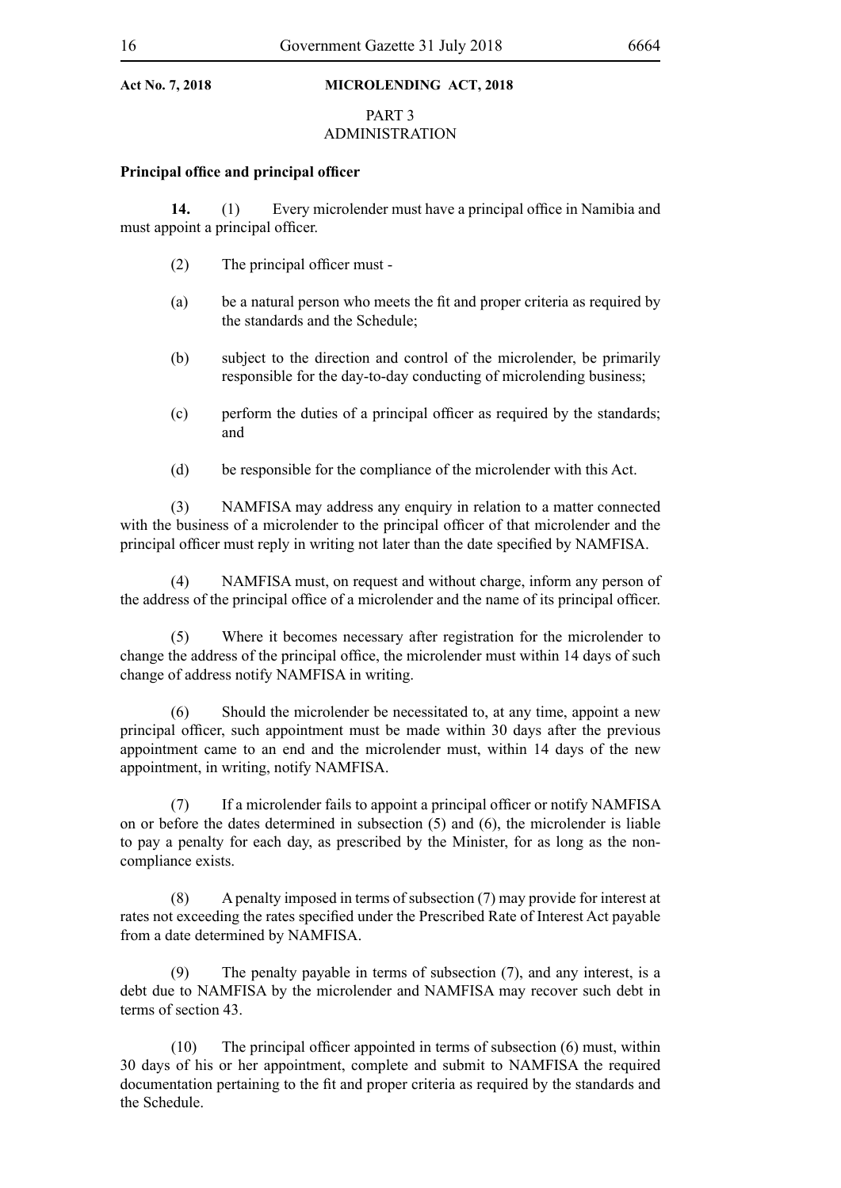## PART 3
## ADMINISTRATION

**Principal office and principal officer**

**14.** (1) Every microlender must have a principal office in Namibia and must appoint a principal officer.

(2) The principal officer must -

(a) be a natural person who meets the fit and proper criteria as required by the standards and the Schedule;

(b) subject to the direction and control of the microlender, be primarily responsible for the day-to-day conducting of microlending business;

(c) perform the duties of a principal officer as required by the standards; and

(d) be responsible for the compliance of the microlender with this Act.

(3) NAMFISA may address any enquiry in relation to a matter connected with the business of a microlender to the principal officer of that microlender and the principal officer must reply in writing not later than the date specified by NAMFISA.

(4) NAMFISA must, on request and without charge, inform any person of the address of the principal office of a microlender and the name of its principal officer.

(5) Where it becomes necessary after registration for the microlender to change the address of the principal office, the microlender must within 14 days of such change of address notify NAMFISA in writing.

(6) Should the microlender be necessitated to, at any time, appoint a new principal officer, such appointment must be made within 30 days after the previous appointment came to an end and the microlender must, within 14 days of the new appointment, in writing, notify NAMFISA.

(7) If a microlender fails to appoint a principal officer or notify NAMFISA on or before the dates determined in subsection (5) and (6), the microlender is liable to pay a penalty for each day, as prescribed by the Minister, for as long as the non-compliance exists.

(8) A penalty imposed in terms of subsection (7) may provide for interest at rates not exceeding the rates specified under the Prescribed Rate of Interest Act payable from a date determined by NAMFISA.

(9) The penalty payable in terms of subsection (7), and any interest, is a debt due to NAMFISA by the microlender and NAMFISA may recover such debt in terms of section 43.

(10) The principal officer appointed in terms of subsection (6) must, within 30 days of his or her appointment, complete and submit to NAMFISA the required documentation pertaining to the fit and proper criteria as required by the standards and the Schedule.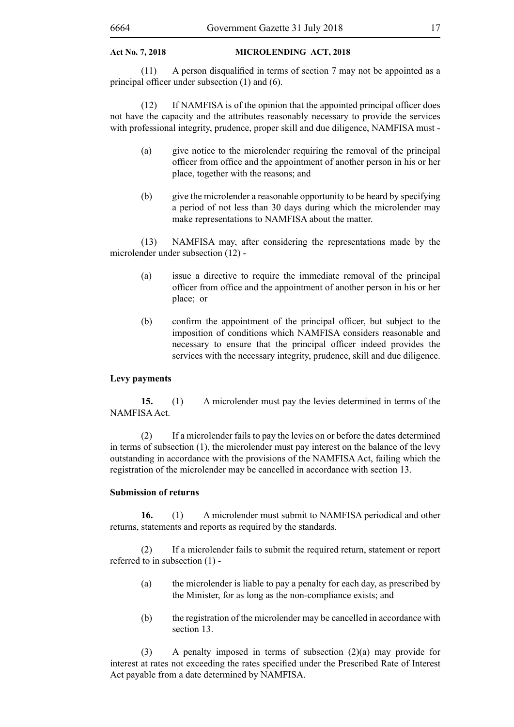(11) A person disqualified in terms of section 7 may not be appointed as a principal officer under subsection (1) and (6).

(12) If NAMFISA is of the opinion that the appointed principal officer does not have the capacity and the attributes reasonably necessary to provide the services with professional integrity, prudence, proper skill and due diligence, NAMFISA must -

(a) give notice to the microlender requiring the removal of the principal officer from office and the appointment of another person in his or her place, together with the reasons; and

(b) give the microlender a reasonable opportunity to be heard by specifying a period of not less than 30 days during which the microlender may make representations to NAMFISA about the matter.

(13) NAMFISA may, after considering the representations made by the microlender under subsection (12) -

(a) issue a directive to require the immediate removal of the principal officer from office and the appointment of another person in his or her place; or

(b) confirm the appointment of the principal officer, but subject to the imposition of conditions which NAMFISA considers reasonable and necessary to ensure that the principal officer indeed provides the services with the necessary integrity, prudence, skill and due diligence.

**Levy payments**

**15.** (1) A microlender must pay the levies determined in terms of the NAMFISA Act.

(2) If a microlender fails to pay the levies on or before the dates determined in terms of subsection (1), the microlender must pay interest on the balance of the levy outstanding in accordance with the provisions of the NAMFISA Act, failing which the registration of the microlender may be cancelled in accordance with section 13.

**Submission of returns**

**16.** (1) A microlender must submit to NAMFISA periodical and other returns, statements and reports as required by the standards.

(2) If a microlender fails to submit the required return, statement or report referred to in subsection (1) -

(a) the microlender is liable to pay a penalty for each day, as prescribed by the Minister, for as long as the non-compliance exists; and

(b) the registration of the microlender may be cancelled in accordance with section 13.

(3) A penalty imposed in terms of subsection (2)(a) may provide for interest at rates not exceeding the rates specified under the Prescribed Rate of Interest Act payable from a date determined by NAMFISA.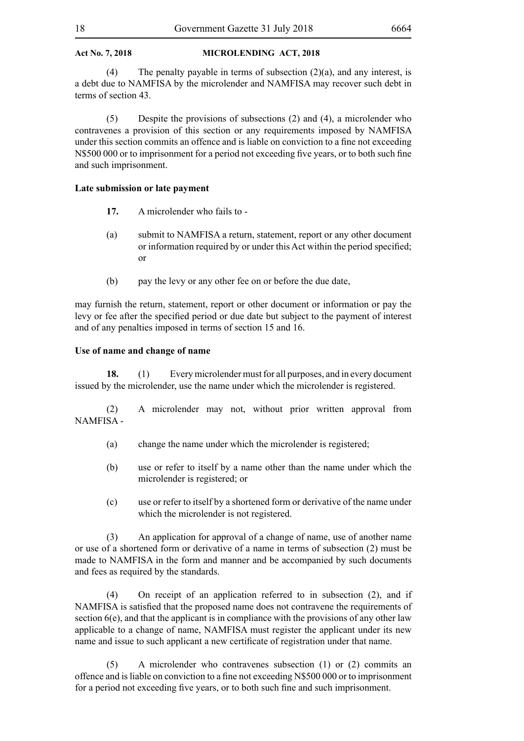(4) The penalty payable in terms of subsection (2)(a), and any interest, is a debt due to NAMFISA by the microlender and NAMFISA may recover such debt in terms of section 43.

(5) Despite the provisions of subsections (2) and (4), a microlender who contravenes a provision of this section or any requirements imposed by NAMFISA under this section commits an offence and is liable on conviction to a fine not exceeding N$500 000 or to imprisonment for a period not exceeding five years, or to both such fine and such imprisonment.

**Late submission or late payment**

**17.** A microlender who fails to -

(a) submit to NAMFISA a return, statement, report or any other document or information required by or under this Act within the period specified; or

(b) pay the levy or any other fee on or before the due date,

may furnish the return, statement, report or other document or information or pay the levy or fee after the specified period or due date but subject to the payment of interest and of any penalties imposed in terms of section 15 and 16.

**Use of name and change of name**

**18.** (1) Every microlender must for all purposes, and in every document issued by the microlender, use the name under which the microlender is registered.

(2) A microlender may not, without prior written approval from NAMFISA -

(a) change the name under which the microlender is registered;

(b) use or refer to itself by a name other than the name under which the microlender is registered; or

(c) use or refer to itself by a shortened form or derivative of the name under which the microlender is not registered.

(3) An application for approval of a change of name, use of another name or use of a shortened form or derivative of a name in terms of subsection (2) must be made to NAMFISA in the form and manner and be accompanied by such documents and fees as required by the standards.

(4) On receipt of an application referred to in subsection (2), and if NAMFISA is satisfied that the proposed name does not contravene the requirements of section 6(e), and that the applicant is in compliance with the provisions of any other law applicable to a change of name, NAMFISA must register the applicant under its new name and issue to such applicant a new certificate of registration under that name.

(5) A microlender who contravenes subsection (1) or (2) commits an offence and is liable on conviction to a fine not exceeding N$500 000 or to imprisonment for a period not exceeding five years, or to both such fine and such imprisonment.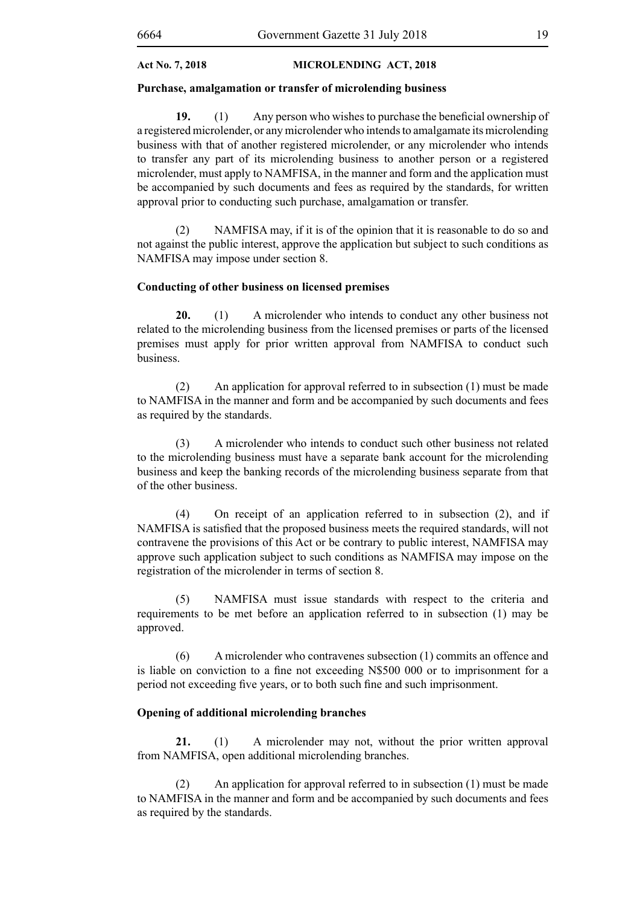### Purchase, amalgamation or transfer of microlending business

**19.** (1) Any person who wishes to purchase the beneficial ownership of a registered microlender, or any microlender who intends to amalgamate its microlending business with that of another registered microlender, or any microlender who intends to transfer any part of its microlending business to another person or a registered microlender, must apply to NAMFISA, in the manner and form and the application must be accompanied by such documents and fees as required by the standards, for written approval prior to conducting such purchase, amalgamation or transfer.

(2) NAMFISA may, if it is of the opinion that it is reasonable to do so and not against the public interest, approve the application but subject to such conditions as NAMFISA may impose under section 8.

### Conducting of other business on licensed premises

**20.** (1) A microlender who intends to conduct any other business not related to the microlending business from the licensed premises or parts of the licensed premises must apply for prior written approval from NAMFISA to conduct such business.

(2) An application for approval referred to in subsection (1) must be made to NAMFISA in the manner and form and be accompanied by such documents and fees as required by the standards.

(3) A microlender who intends to conduct such other business not related to the microlending business must have a separate bank account for the microlending business and keep the banking records of the microlending business separate from that of the other business.

(4) On receipt of an application referred to in subsection (2), and if NAMFISA is satisfied that the proposed business meets the required standards, will not contravene the provisions of this Act or be contrary to public interest, NAMFISA may approve such application subject to such conditions as NAMFISA may impose on the registration of the microlender in terms of section 8.

(5) NAMFISA must issue standards with respect to the criteria and requirements to be met before an application referred to in subsection (1) may be approved.

(6) A microlender who contravenes subsection (1) commits an offence and is liable on conviction to a fine not exceeding N$500 000 or to imprisonment for a period not exceeding five years, or to both such fine and such imprisonment.

### Opening of additional microlending branches

**21.** (1) A microlender may not, without the prior written approval from NAMFISA, open additional microlending branches.

(2) An application for approval referred to in subsection (1) must be made to NAMFISA in the manner and form and be accompanied by such documents and fees as required by the standards.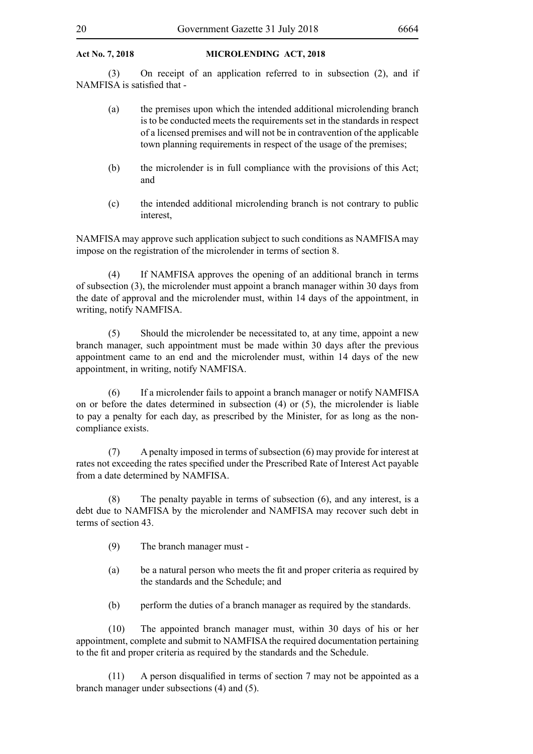(3) On receipt of an application referred to in subsection (2), and if NAMFISA is satisfied that -

(a) the premises upon which the intended additional microlending branch is to be conducted meets the requirements set in the standards in respect of a licensed premises and will not be in contravention of the applicable town planning requirements in respect of the usage of the premises;

(b) the microlender is in full compliance with the provisions of this Act; and

(c) the intended additional microlending branch is not contrary to public interest,

NAMFISA may approve such application subject to such conditions as NAMFISA may impose on the registration of the microlender in terms of section 8.

(4) If NAMFISA approves the opening of an additional branch in terms of subsection (3), the microlender must appoint a branch manager within 30 days from the date of approval and the microlender must, within 14 days of the appointment, in writing, notify NAMFISA.

(5) Should the microlender be necessitated to, at any time, appoint a new branch manager, such appointment must be made within 30 days after the previous appointment came to an end and the microlender must, within 14 days of the new appointment, in writing, notify NAMFISA.

(6) If a microlender fails to appoint a branch manager or notify NAMFISA on or before the dates determined in subsection (4) or (5), the microlender is liable to pay a penalty for each day, as prescribed by the Minister, for as long as the non-compliance exists.

(7) A penalty imposed in terms of subsection (6) may provide for interest at rates not exceeding the rates specified under the Prescribed Rate of Interest Act payable from a date determined by NAMFISA.

(8) The penalty payable in terms of subsection (6), and any interest, is a debt due to NAMFISA by the microlender and NAMFISA may recover such debt in terms of section 43.

(9) The branch manager must -

(a) be a natural person who meets the fit and proper criteria as required by the standards and the Schedule; and

(b) perform the duties of a branch manager as required by the standards.

(10) The appointed branch manager must, within 30 days of his or her appointment, complete and submit to NAMFISA the required documentation pertaining to the fit and proper criteria as required by the standards and the Schedule.

(11) A person disqualified in terms of section 7 may not be appointed as a branch manager under subsections (4) and (5).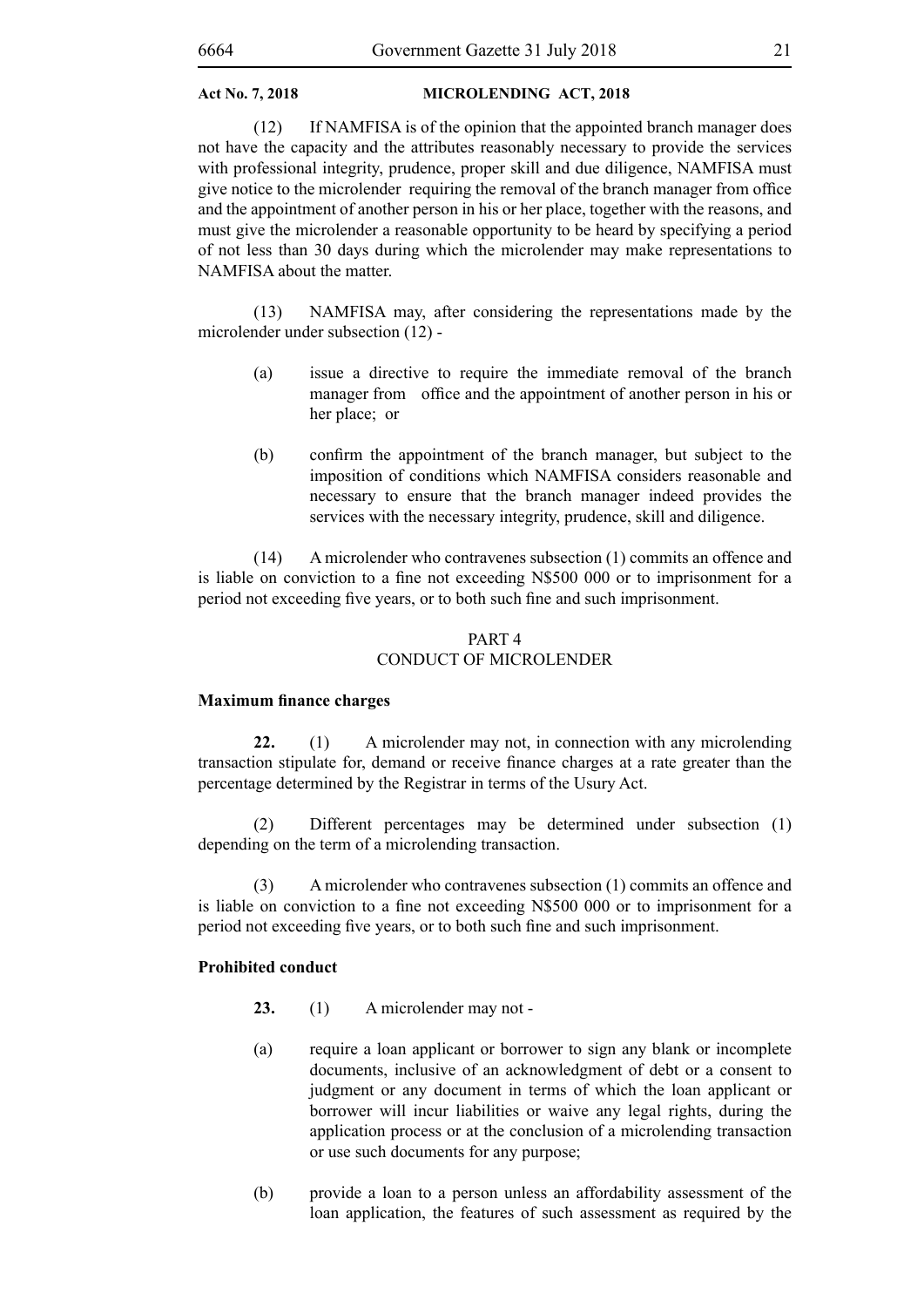(12) If NAMFISA is of the opinion that the appointed branch manager does not have the capacity and the attributes reasonably necessary to provide the services with professional integrity, prudence, proper skill and due diligence, NAMFISA must give notice to the microlender requiring the removal of the branch manager from office and the appointment of another person in his or her place, together with the reasons, and must give the microlender a reasonable opportunity to be heard by specifying a period of not less than 30 days during which the microlender may make representations to NAMFISA about the matter.

(13) NAMFISA may, after considering the representations made by the microlender under subsection (12) -

(a) issue a directive to require the immediate removal of the branch manager from office and the appointment of another person in his or her place; or

(b) confirm the appointment of the branch manager, but subject to the imposition of conditions which NAMFISA considers reasonable and necessary to ensure that the branch manager indeed provides the services with the necessary integrity, prudence, skill and diligence.

(14) A microlender who contravenes subsection (1) commits an offence and is liable on conviction to a fine not exceeding N$500 000 or to imprisonment for a period not exceeding five years, or to both such fine and such imprisonment.

## PART 4
## CONDUCT OF MICROLENDER

**Maximum finance charges**

**22.** (1) A microlender may not, in connection with any microlending transaction stipulate for, demand or receive finance charges at a rate greater than the percentage determined by the Registrar in terms of the Usury Act.

(2) Different percentages may be determined under subsection (1) depending on the term of a microlending transaction.

(3) A microlender who contravenes subsection (1) commits an offence and is liable on conviction to a fine not exceeding N$500 000 or to imprisonment for a period not exceeding five years, or to both such fine and such imprisonment.

**Prohibited conduct**

**23.** (1) A microlender may not -

(a) require a loan applicant or borrower to sign any blank or incomplete documents, inclusive of an acknowledgment of debt or a consent to judgment or any document in terms of which the loan applicant or borrower will incur liabilities or waive any legal rights, during the application process or at the conclusion of a microlending transaction or use such documents for any purpose;

(b) provide a loan to a person unless an affordability assessment of the loan application, the features of such assessment as required by the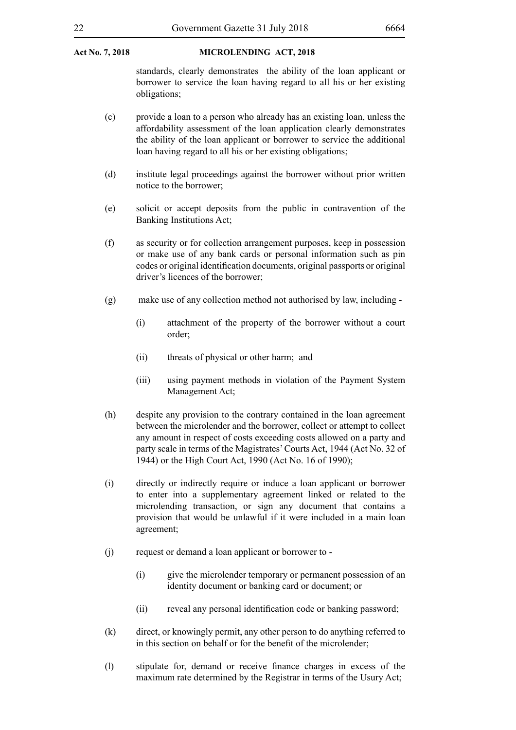standards, clearly demonstrates the ability of the loan applicant or borrower to service the loan having regard to all his or her existing obligations;

(c) provide a loan to a person who already has an existing loan, unless the affordability assessment of the loan application clearly demonstrates the ability of the loan applicant or borrower to service the additional loan having regard to all his or her existing obligations;

(d) institute legal proceedings against the borrower without prior written notice to the borrower;

(e) solicit or accept deposits from the public in contravention of the Banking Institutions Act;

(f) as security or for collection arrangement purposes, keep in possession or make use of any bank cards or personal information such as pin codes or original identification documents, original passports or original driver's licences of the borrower;

(g) make use of any collection method not authorised by law, including -

  (i) attachment of the property of the borrower without a court order;

  (ii) threats of physical or other harm; and

  (iii) using payment methods in violation of the Payment System Management Act;

(h) despite any provision to the contrary contained in the loan agreement between the microlender and the borrower, collect or attempt to collect any amount in respect of costs exceeding costs allowed on a party and party scale in terms of the Magistrates' Courts Act, 1944 (Act No. 32 of 1944) or the High Court Act, 1990 (Act No. 16 of 1990);

(i) directly or indirectly require or induce a loan applicant or borrower to enter into a supplementary agreement linked or related to the microlending transaction, or sign any document that contains a provision that would be unlawful if it were included in a main loan agreement;

(j) request or demand a loan applicant or borrower to -

  (i) give the microlender temporary or permanent possession of an identity document or banking card or document; or

  (ii) reveal any personal identification code or banking password;

(k) direct, or knowingly permit, any other person to do anything referred to in this section on behalf or for the benefit of the microlender;

(l) stipulate for, demand or receive finance charges in excess of the maximum rate determined by the Registrar in terms of the Usury Act;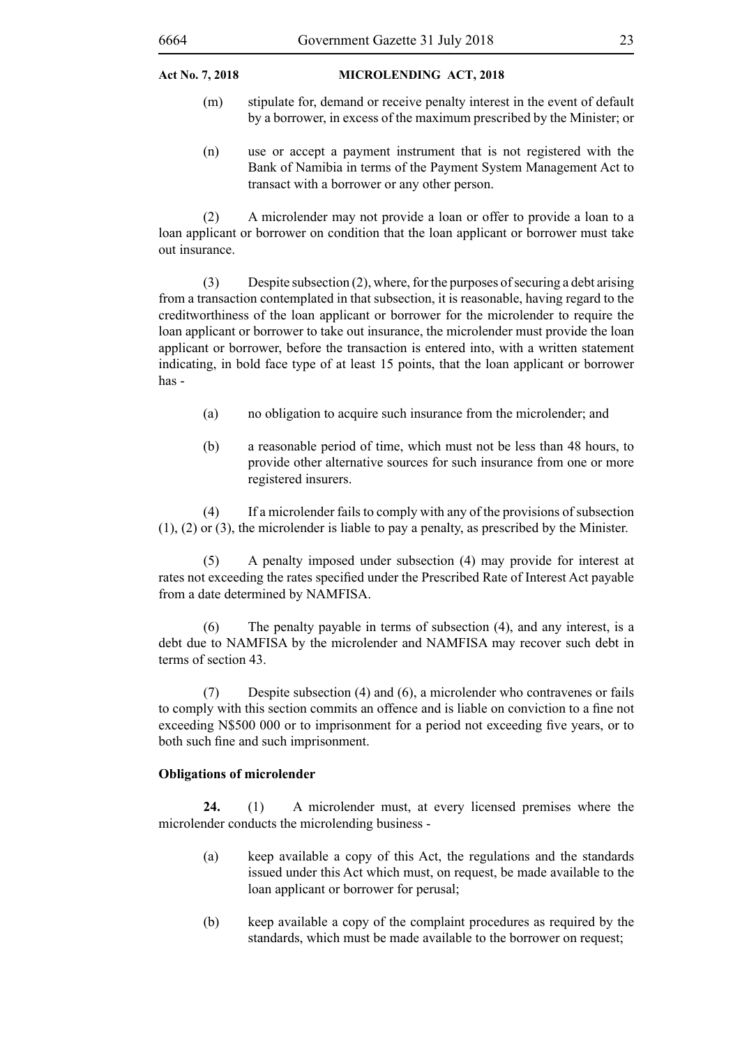(m) stipulate for, demand or receive penalty interest in the event of default by a borrower, in excess of the maximum prescribed by the Minister; or

(n) use or accept a payment instrument that is not registered with the Bank of Namibia in terms of the Payment System Management Act to transact with a borrower or any other person.

(2) A microlender may not provide a loan or offer to provide a loan to a loan applicant or borrower on condition that the loan applicant or borrower must take out insurance.

(3) Despite subsection (2), where, for the purposes of securing a debt arising from a transaction contemplated in that subsection, it is reasonable, having regard to the creditworthiness of the loan applicant or borrower for the microlender to require the loan applicant or borrower to take out insurance, the microlender must provide the loan applicant or borrower, before the transaction is entered into, with a written statement indicating, in bold face type of at least 15 points, that the loan applicant or borrower has -

(a) no obligation to acquire such insurance from the microlender; and

(b) a reasonable period of time, which must not be less than 48 hours, to provide other alternative sources for such insurance from one or more registered insurers.

(4) If a microlender fails to comply with any of the provisions of subsection (1), (2) or (3), the microlender is liable to pay a penalty, as prescribed by the Minister.

(5) A penalty imposed under subsection (4) may provide for interest at rates not exceeding the rates specified under the Prescribed Rate of Interest Act payable from a date determined by NAMFISA.

(6) The penalty payable in terms of subsection (4), and any interest, is a debt due to NAMFISA by the microlender and NAMFISA may recover such debt in terms of section 43.

(7) Despite subsection (4) and (6), a microlender who contravenes or fails to comply with this section commits an offence and is liable on conviction to a fine not exceeding N$500 000 or to imprisonment for a period not exceeding five years, or to both such fine and such imprisonment.

**Obligations of microlender**

**24.** (1) A microlender must, at every licensed premises where the microlender conducts the microlending business -

(a) keep available a copy of this Act, the regulations and the standards issued under this Act which must, on request, be made available to the loan applicant or borrower for perusal;

(b) keep available a copy of the complaint procedures as required by the standards, which must be made available to the borrower on request;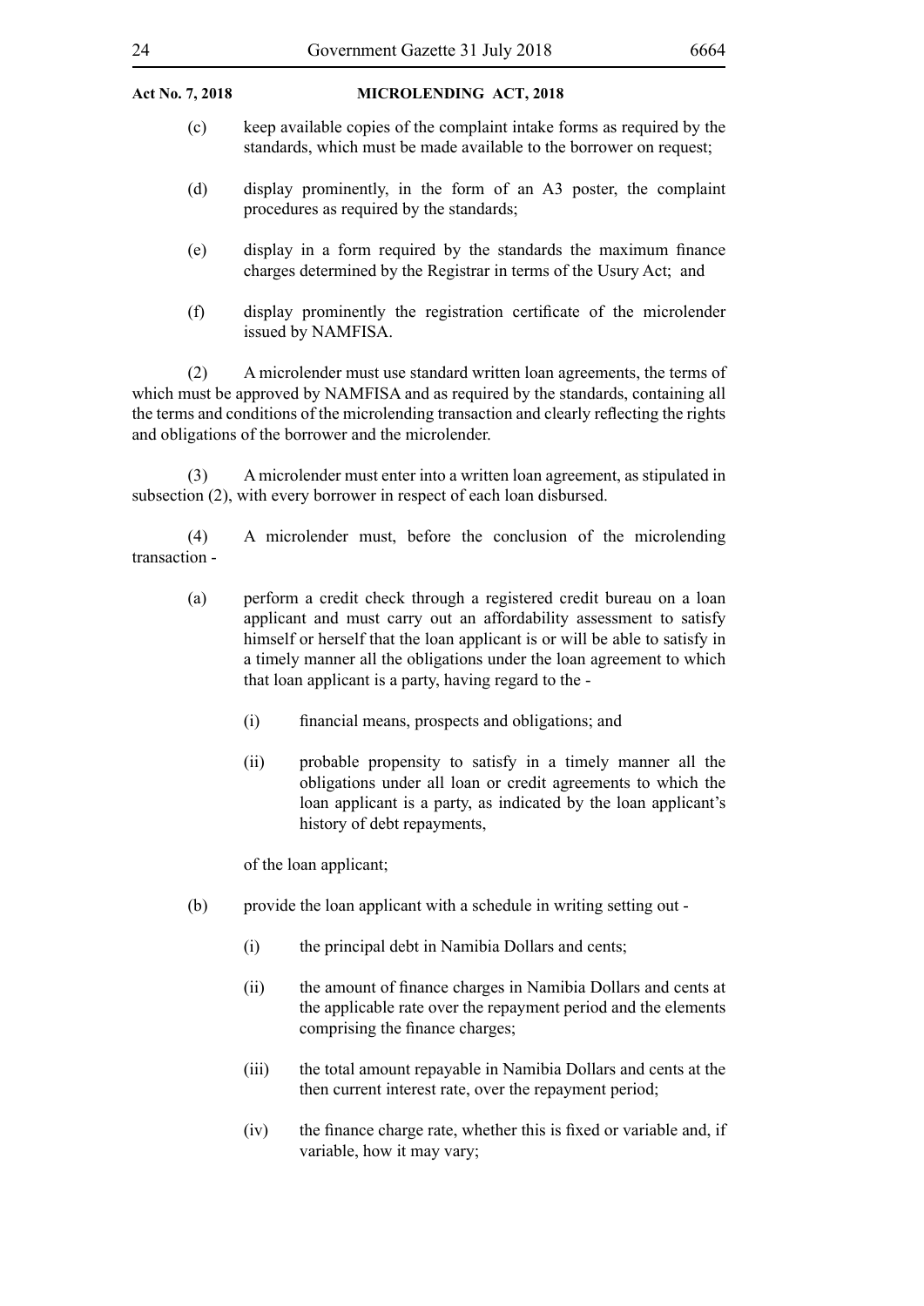(c) keep available copies of the complaint intake forms as required by the standards, which must be made available to the borrower on request;

(d) display prominently, in the form of an A3 poster, the complaint procedures as required by the standards;

(e) display in a form required by the standards the maximum finance charges determined by the Registrar in terms of the Usury Act; and

(f) display prominently the registration certificate of the microlender issued by NAMFISA.

(2) A microlender must use standard written loan agreements, the terms of which must be approved by NAMFISA and as required by the standards, containing all the terms and conditions of the microlending transaction and clearly reflecting the rights and obligations of the borrower and the microlender.

(3) A microlender must enter into a written loan agreement, as stipulated in subsection (2), with every borrower in respect of each loan disbursed.

(4) A microlender must, before the conclusion of the microlending transaction -

(a) perform a credit check through a registered credit bureau on a loan applicant and must carry out an affordability assessment to satisfy himself or herself that the loan applicant is or will be able to satisfy in a timely manner all the obligations under the loan agreement to which that loan applicant is a party, having regard to the -

   (i) financial means, prospects and obligations; and

   (ii) probable propensity to satisfy in a timely manner all the obligations under all loan or credit agreements to which the loan applicant is a party, as indicated by the loan applicant's history of debt repayments,

   of the loan applicant;

(b) provide the loan applicant with a schedule in writing setting out -

   (i) the principal debt in Namibia Dollars and cents;

   (ii) the amount of finance charges in Namibia Dollars and cents at the applicable rate over the repayment period and the elements comprising the finance charges;

   (iii) the total amount repayable in Namibia Dollars and cents at the then current interest rate, over the repayment period;

   (iv) the finance charge rate, whether this is fixed or variable and, if variable, how it may vary;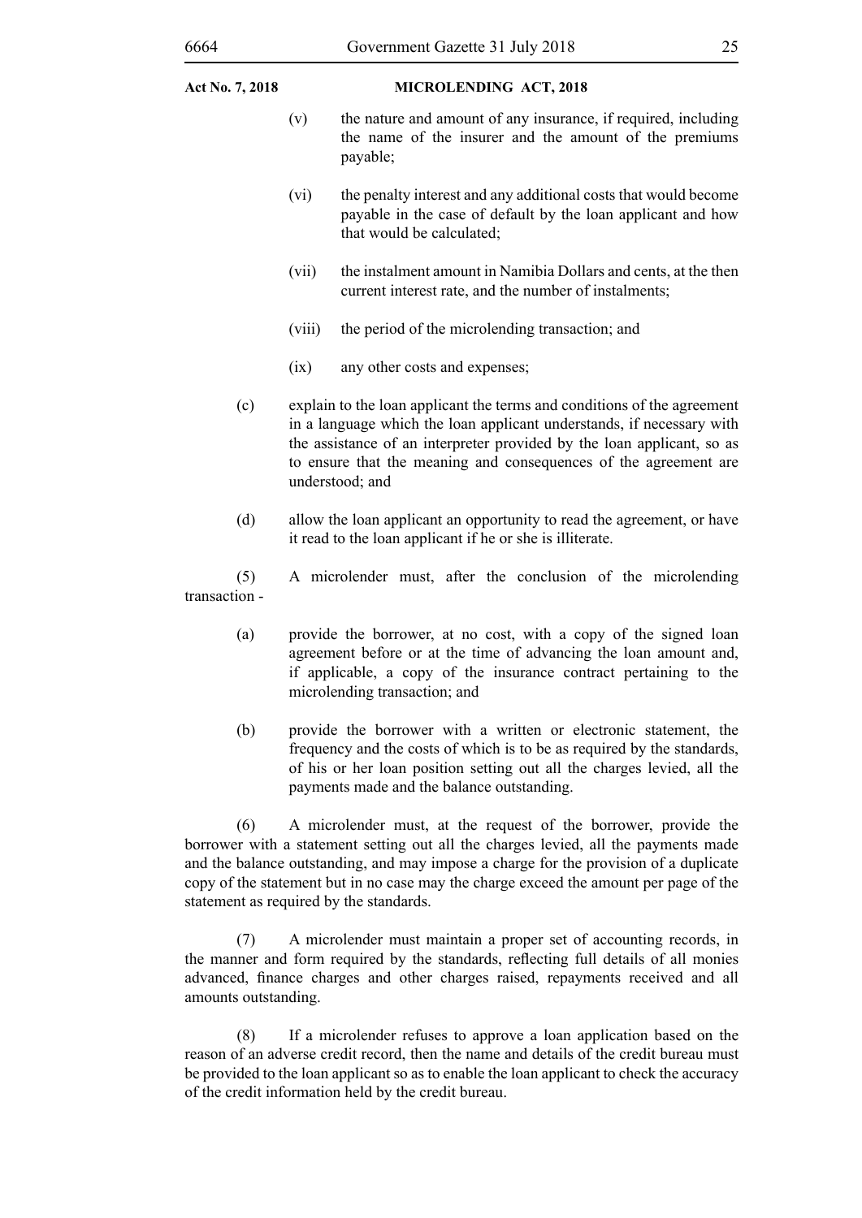(v) the nature and amount of any insurance, if required, including the name of the insurer and the amount of the premiums payable;

(vi) the penalty interest and any additional costs that would become payable in the case of default by the loan applicant and how that would be calculated;

(vii) the instalment amount in Namibia Dollars and cents, at the then current interest rate, and the number of instalments;

(viii) the period of the microlending transaction; and

(ix) any other costs and expenses;

(c) explain to the loan applicant the terms and conditions of the agreement in a language which the loan applicant understands, if necessary with the assistance of an interpreter provided by the loan applicant, so as to ensure that the meaning and consequences of the agreement are understood; and

(d) allow the loan applicant an opportunity to read the agreement, or have it read to the loan applicant if he or she is illiterate.

(5) A microlender must, after the conclusion of the microlending transaction -

(a) provide the borrower, at no cost, with a copy of the signed loan agreement before or at the time of advancing the loan amount and, if applicable, a copy of the insurance contract pertaining to the microlending transaction; and

(b) provide the borrower with a written or electronic statement, the frequency and the costs of which is to be as required by the standards, of his or her loan position setting out all the charges levied, all the payments made and the balance outstanding.

(6) A microlender must, at the request of the borrower, provide the borrower with a statement setting out all the charges levied, all the payments made and the balance outstanding, and may impose a charge for the provision of a duplicate copy of the statement but in no case may the charge exceed the amount per page of the statement as required by the standards.

(7) A microlender must maintain a proper set of accounting records, in the manner and form required by the standards, reflecting full details of all monies advanced, finance charges and other charges raised, repayments received and all amounts outstanding.

(8) If a microlender refuses to approve a loan application based on the reason of an adverse credit record, then the name and details of the credit bureau must be provided to the loan applicant so as to enable the loan applicant to check the accuracy of the credit information held by the credit bureau.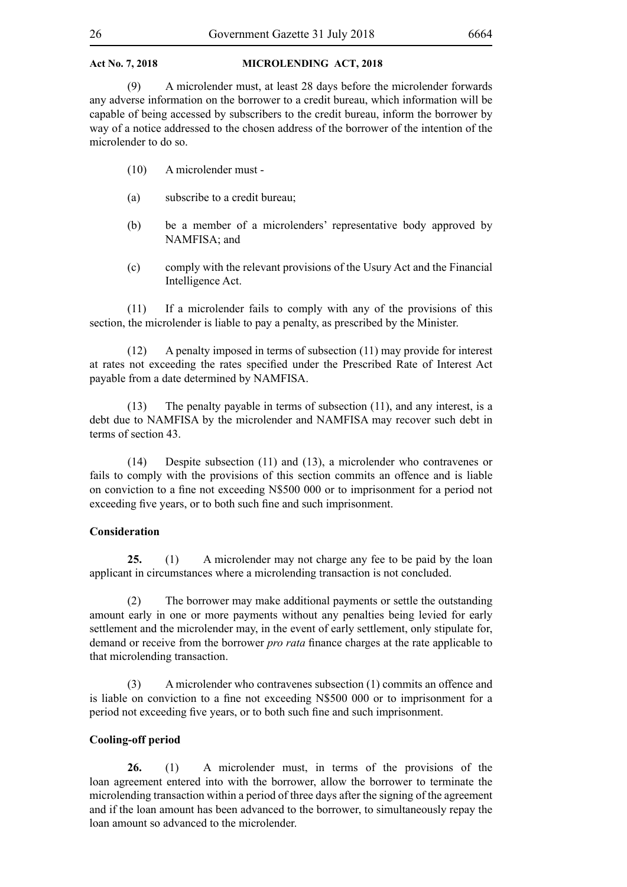(9) A microlender must, at least 28 days before the microlender forwards any adverse information on the borrower to a credit bureau, which information will be capable of being accessed by subscribers to the credit bureau, inform the borrower by way of a notice addressed to the chosen address of the borrower of the intention of the microlender to do so.

(10) A microlender must -

(a) subscribe to a credit bureau;

(b) be a member of a microlenders' representative body approved by NAMFISA; and

(c) comply with the relevant provisions of the Usury Act and the Financial Intelligence Act.

(11) If a microlender fails to comply with any of the provisions of this section, the microlender is liable to pay a penalty, as prescribed by the Minister.

(12) A penalty imposed in terms of subsection (11) may provide for interest at rates not exceeding the rates specified under the Prescribed Rate of Interest Act payable from a date determined by NAMFISA.

(13) The penalty payable in terms of subsection (11), and any interest, is a debt due to NAMFISA by the microlender and NAMFISA may recover such debt in terms of section 43.

(14) Despite subsection (11) and (13), a microlender who contravenes or fails to comply with the provisions of this section commits an offence and is liable on conviction to a fine not exceeding N$500 000 or to imprisonment for a period not exceeding five years, or to both such fine and such imprisonment.

**Consideration**

**25.** (1) A microlender may not charge any fee to be paid by the loan applicant in circumstances where a microlending transaction is not concluded.

(2) The borrower may make additional payments or settle the outstanding amount early in one or more payments without any penalties being levied for early settlement and the microlender may, in the event of early settlement, only stipulate for, demand or receive from the borrower *pro rata* finance charges at the rate applicable to that microlending transaction.

(3) A microlender who contravenes subsection (1) commits an offence and is liable on conviction to a fine not exceeding N$500 000 or to imprisonment for a period not exceeding five years, or to both such fine and such imprisonment.

**Cooling-off period**

**26.** (1) A microlender must, in terms of the provisions of the loan agreement entered into with the borrower, allow the borrower to terminate the microlending transaction within a period of three days after the signing of the agreement and if the loan amount has been advanced to the borrower, to simultaneously repay the loan amount so advanced to the microlender.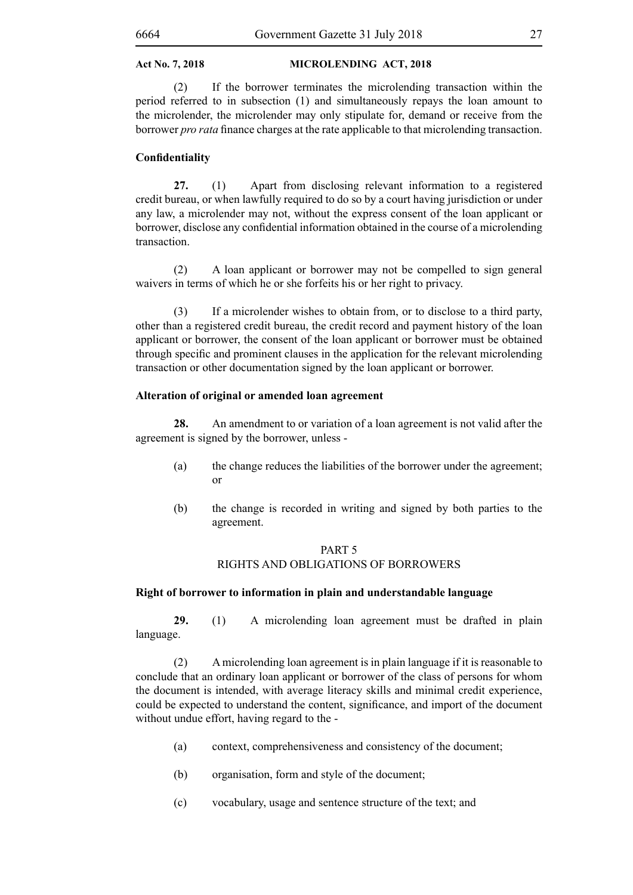(2) If the borrower terminates the microlending transaction within the period referred to in subsection (1) and simultaneously repays the loan amount to the microlender, the microlender may only stipulate for, demand or receive from the borrower *pro rata* finance charges at the rate applicable to that microlending transaction.

**Confidentiality**

**27.** (1) Apart from disclosing relevant information to a registered credit bureau, or when lawfully required to do so by a court having jurisdiction or under any law, a microlender may not, without the express consent of the loan applicant or borrower, disclose any confidential information obtained in the course of a microlending transaction.

(2) A loan applicant or borrower may not be compelled to sign general waivers in terms of which he or she forfeits his or her right to privacy.

(3) If a microlender wishes to obtain from, or to disclose to a third party, other than a registered credit bureau, the credit record and payment history of the loan applicant or borrower, the consent of the loan applicant or borrower must be obtained through specific and prominent clauses in the application for the relevant microlending transaction or other documentation signed by the loan applicant or borrower.

**Alteration of original or amended loan agreement**

**28.** An amendment to or variation of a loan agreement is not valid after the agreement is signed by the borrower, unless -

(a) the change reduces the liabilities of the borrower under the agreement; or

(b) the change is recorded in writing and signed by both parties to the agreement.

## PART 5
## RIGHTS AND OBLIGATIONS OF BORROWERS

**Right of borrower to information in plain and understandable language**

**29.** (1) A microlending loan agreement must be drafted in plain language.

(2) A microlending loan agreement is in plain language if it is reasonable to conclude that an ordinary loan applicant or borrower of the class of persons for whom the document is intended, with average literacy skills and minimal credit experience, could be expected to understand the content, significance, and import of the document without undue effort, having regard to the -

(a) context, comprehensiveness and consistency of the document;

(b) organisation, form and style of the document;

(c) vocabulary, usage and sentence structure of the text; and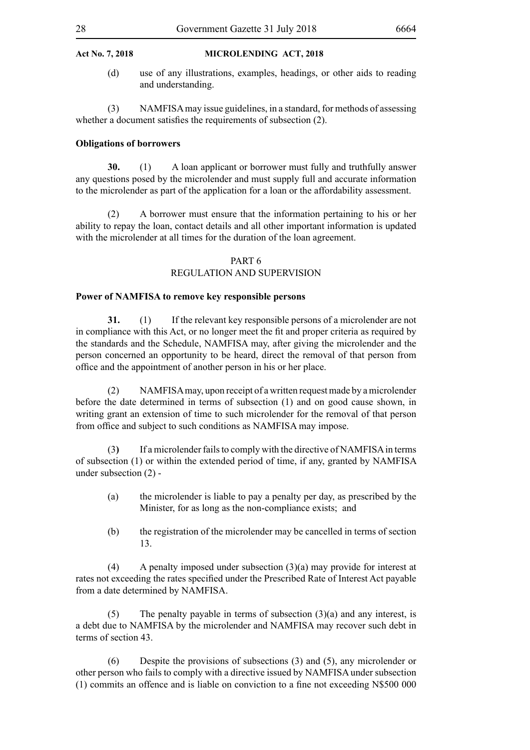(d) use of any illustrations, examples, headings, or other aids to reading and understanding.

(3) NAMFISA may issue guidelines, in a standard, for methods of assessing whether a document satisfies the requirements of subsection (2).

**Obligations of borrowers**

**30.** (1) A loan applicant or borrower must fully and truthfully answer any questions posed by the microlender and must supply full and accurate information to the microlender as part of the application for a loan or the affordability assessment.

(2) A borrower must ensure that the information pertaining to his or her ability to repay the loan, contact details and all other important information is updated with the microlender at all times for the duration of the loan agreement.

## PART 6
## REGULATION AND SUPERVISION

**Power of NAMFISA to remove key responsible persons**

**31.** (1) If the relevant key responsible persons of a microlender are not in compliance with this Act, or no longer meet the fit and proper criteria as required by the standards and the Schedule, NAMFISA may, after giving the microlender and the person concerned an opportunity to be heard, direct the removal of that person from office and the appointment of another person in his or her place.

(2) NAMFISA may, upon receipt of a written request made by a microlender before the date determined in terms of subsection (1) and on good cause shown, in writing grant an extension of time to such microlender for the removal of that person from office and subject to such conditions as NAMFISA may impose.

(3) If a microlender fails to comply with the directive of NAMFISA in terms of subsection (1) or within the extended period of time, if any, granted by NAMFISA under subsection (2) -

(a) the microlender is liable to pay a penalty per day, as prescribed by the Minister, for as long as the non-compliance exists; and

(b) the registration of the microlender may be cancelled in terms of section 13.

(4) A penalty imposed under subsection (3)(a) may provide for interest at rates not exceeding the rates specified under the Prescribed Rate of Interest Act payable from a date determined by NAMFISA.

(5) The penalty payable in terms of subsection (3)(a) and any interest, is a debt due to NAMFISA by the microlender and NAMFISA may recover such debt in terms of section 43.

(6) Despite the provisions of subsections (3) and (5), any microlender or other person who fails to comply with a directive issued by NAMFISA under subsection (1) commits an offence and is liable on conviction to a fine not exceeding N$500 000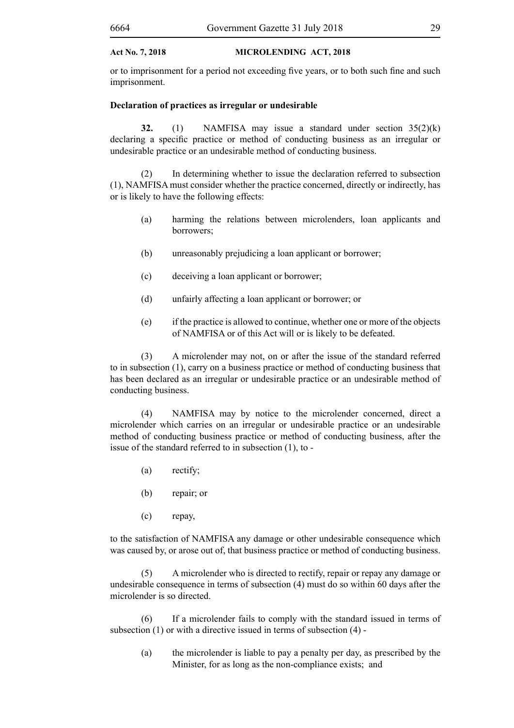or to imprisonment for a period not exceeding five years, or to both such fine and such imprisonment.

**Declaration of practices as irregular or undesirable**

**32.** (1) NAMFISA may issue a standard under section 35(2)(k) declaring a specific practice or method of conducting business as an irregular or undesirable practice or an undesirable method of conducting business.

(2) In determining whether to issue the declaration referred to subsection (1), NAMFISA must consider whether the practice concerned, directly or indirectly, has or is likely to have the following effects:

(a) harming the relations between microlenders, loan applicants and borrowers;

(b) unreasonably prejudicing a loan applicant or borrower;

(c) deceiving a loan applicant or borrower;

(d) unfairly affecting a loan applicant or borrower; or

(e) if the practice is allowed to continue, whether one or more of the objects of NAMFISA or of this Act will or is likely to be defeated.

(3) A microlender may not, on or after the issue of the standard referred to in subsection (1), carry on a business practice or method of conducting business that has been declared as an irregular or undesirable practice or an undesirable method of conducting business.

(4) NAMFISA may by notice to the microlender concerned, direct a microlender which carries on an irregular or undesirable practice or an undesirable method of conducting business practice or method of conducting business, after the issue of the standard referred to in subsection (1), to -

(a) rectify;

(b) repair; or

(c) repay,

to the satisfaction of NAMFISA any damage or other undesirable consequence which was caused by, or arose out of, that business practice or method of conducting business.

(5) A microlender who is directed to rectify, repair or repay any damage or undesirable consequence in terms of subsection (4) must do so within 60 days after the microlender is so directed.

(6) If a microlender fails to comply with the standard issued in terms of subsection (1) or with a directive issued in terms of subsection (4) -

(a) the microlender is liable to pay a penalty per day, as prescribed by the Minister, for as long as the non-compliance exists; and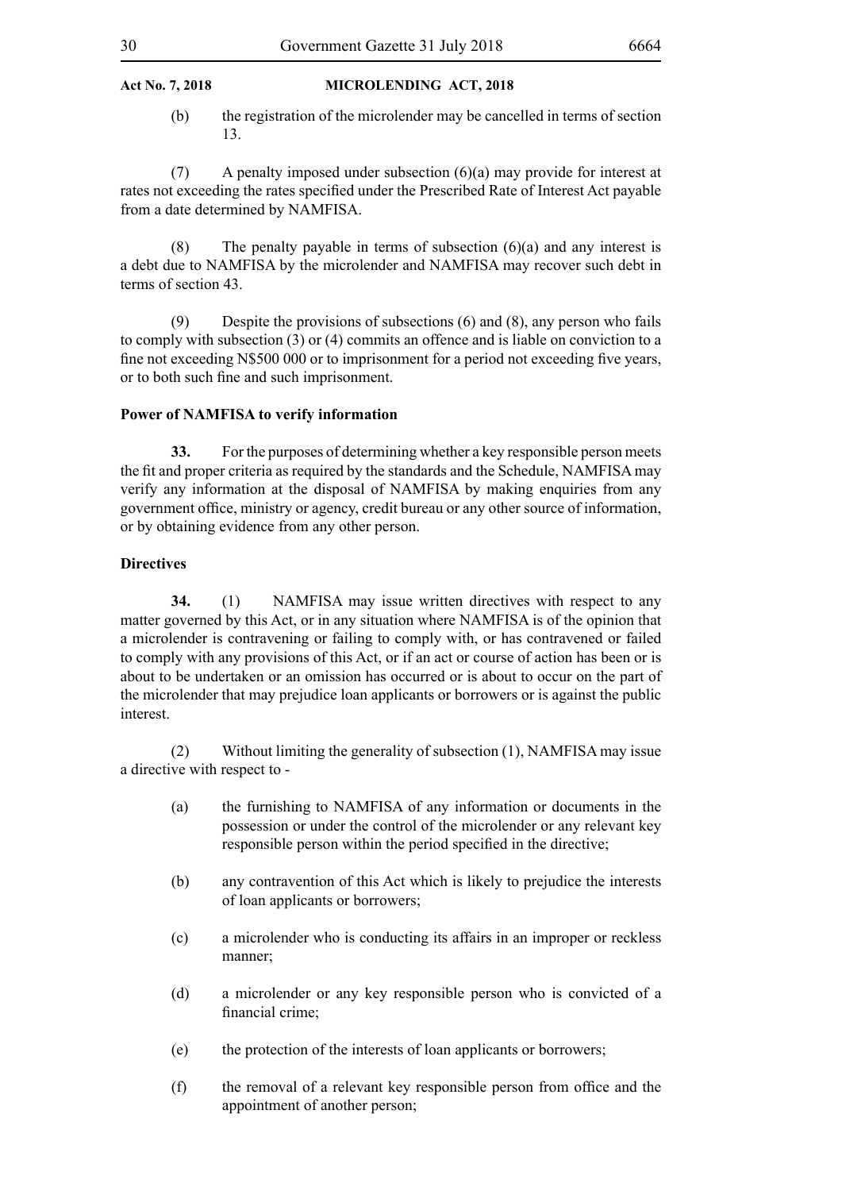(b) the registration of the microlender may be cancelled in terms of section 13.

(7) A penalty imposed under subsection (6)(a) may provide for interest at rates not exceeding the rates specified under the Prescribed Rate of Interest Act payable from a date determined by NAMFISA.

(8) The penalty payable in terms of subsection (6)(a) and any interest is a debt due to NAMFISA by the microlender and NAMFISA may recover such debt in terms of section 43.

(9) Despite the provisions of subsections (6) and (8), any person who fails to comply with subsection (3) or (4) commits an offence and is liable on conviction to a fine not exceeding N$500 000 or to imprisonment for a period not exceeding five years, or to both such fine and such imprisonment.

**Power of NAMFISA to verify information**

**33.** For the purposes of determining whether a key responsible person meets the fit and proper criteria as required by the standards and the Schedule, NAMFISA may verify any information at the disposal of NAMFISA by making enquiries from any government office, ministry or agency, credit bureau or any other source of information, or by obtaining evidence from any other person.

**Directives**

**34.** (1) NAMFISA may issue written directives with respect to any matter governed by this Act, or in any situation where NAMFISA is of the opinion that a microlender is contravening or failing to comply with, or has contravened or failed to comply with any provisions of this Act, or if an act or course of action has been or is about to be undertaken or an omission has occurred or is about to occur on the part of the microlender that may prejudice loan applicants or borrowers or is against the public interest.

(2) Without limiting the generality of subsection (1), NAMFISA may issue a directive with respect to -

(a) the furnishing to NAMFISA of any information or documents in the possession or under the control of the microlender or any relevant key responsible person within the period specified in the directive;

(b) any contravention of this Act which is likely to prejudice the interests of loan applicants or borrowers;

(c) a microlender who is conducting its affairs in an improper or reckless manner;

(d) a microlender or any key responsible person who is convicted of a financial crime;

(e) the protection of the interests of loan applicants or borrowers;

(f) the removal of a relevant key responsible person from office and the appointment of another person;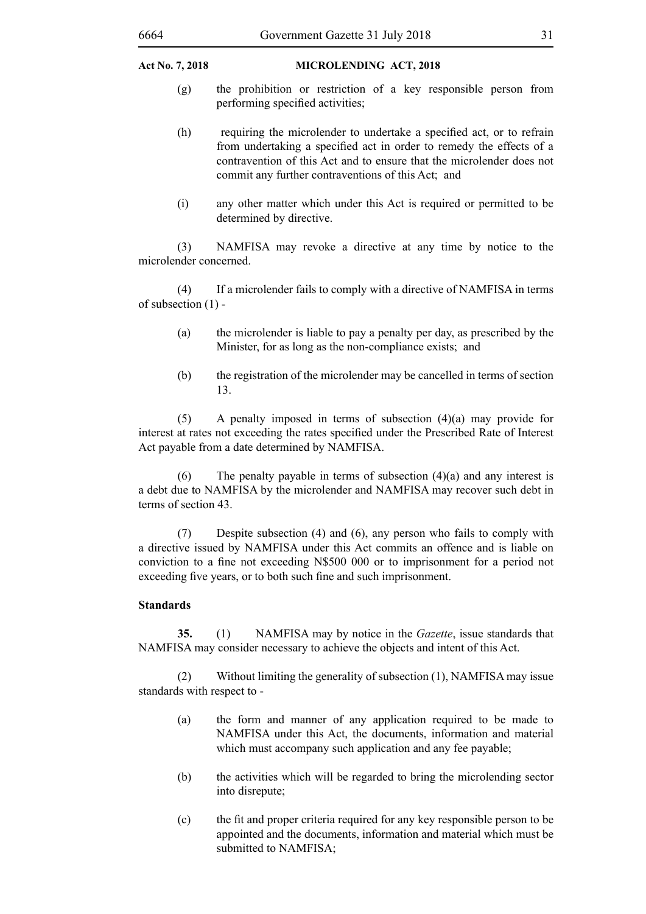(g) the prohibition or restriction of a key responsible person from performing specified activities;

(h) requiring the microlender to undertake a specified act, or to refrain from undertaking a specified act in order to remedy the effects of a contravention of this Act and to ensure that the microlender does not commit any further contraventions of this Act; and

(i) any other matter which under this Act is required or permitted to be determined by directive.

(3) NAMFISA may revoke a directive at any time by notice to the microlender concerned.

(4) If a microlender fails to comply with a directive of NAMFISA in terms of subsection (1) -

(a) the microlender is liable to pay a penalty per day, as prescribed by the Minister, for as long as the non-compliance exists; and

(b) the registration of the microlender may be cancelled in terms of section 13.

(5) A penalty imposed in terms of subsection (4)(a) may provide for interest at rates not exceeding the rates specified under the Prescribed Rate of Interest Act payable from a date determined by NAMFISA.

(6) The penalty payable in terms of subsection (4)(a) and any interest is a debt due to NAMFISA by the microlender and NAMFISA may recover such debt in terms of section 43.

(7) Despite subsection (4) and (6), any person who fails to comply with a directive issued by NAMFISA under this Act commits an offence and is liable on conviction to a fine not exceeding N$500 000 or to imprisonment for a period not exceeding five years, or to both such fine and such imprisonment.

**Standards**

**35.** (1) NAMFISA may by notice in the *Gazette*, issue standards that NAMFISA may consider necessary to achieve the objects and intent of this Act.

(2) Without limiting the generality of subsection (1), NAMFISA may issue standards with respect to -

(a) the form and manner of any application required to be made to NAMFISA under this Act, the documents, information and material which must accompany such application and any fee payable;

(b) the activities which will be regarded to bring the microlending sector into disrepute;

(c) the fit and proper criteria required for any key responsible person to be appointed and the documents, information and material which must be submitted to NAMFISA;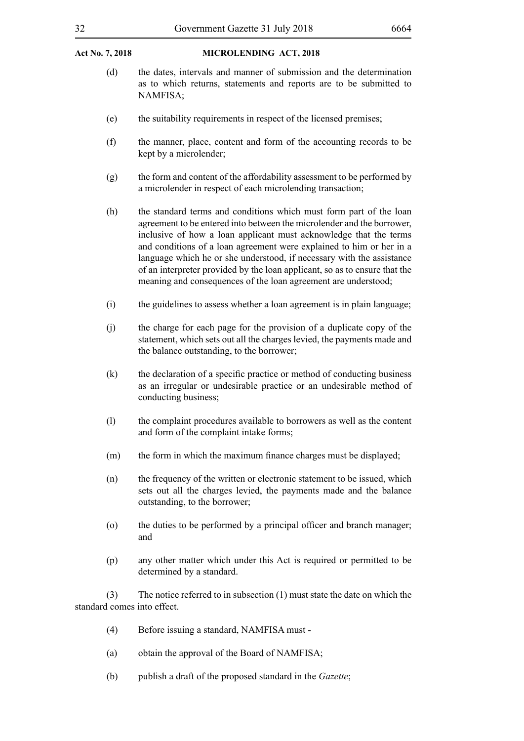(d) the dates, intervals and manner of submission and the determination as to which returns, statements and reports are to be submitted to NAMFISA;

(e) the suitability requirements in respect of the licensed premises;

(f) the manner, place, content and form of the accounting records to be kept by a microlender;

(g) the form and content of the affordability assessment to be performed by a microlender in respect of each microlending transaction;

(h) the standard terms and conditions which must form part of the loan agreement to be entered into between the microlender and the borrower, inclusive of how a loan applicant must acknowledge that the terms and conditions of a loan agreement were explained to him or her in a language which he or she understood, if necessary with the assistance of an interpreter provided by the loan applicant, so as to ensure that the meaning and consequences of the loan agreement are understood;

(i) the guidelines to assess whether a loan agreement is in plain language;

(j) the charge for each page for the provision of a duplicate copy of the statement, which sets out all the charges levied, the payments made and the balance outstanding, to the borrower;

(k) the declaration of a specific practice or method of conducting business as an irregular or undesirable practice or an undesirable method of conducting business;

(l) the complaint procedures available to borrowers as well as the content and form of the complaint intake forms;

(m) the form in which the maximum finance charges must be displayed;

(n) the frequency of the written or electronic statement to be issued, which sets out all the charges levied, the payments made and the balance outstanding, to the borrower;

(o) the duties to be performed by a principal officer and branch manager; and

(p) any other matter which under this Act is required or permitted to be determined by a standard.

(3) The notice referred to in subsection (1) must state the date on which the standard comes into effect.

(4) Before issuing a standard, NAMFISA must -

(a) obtain the approval of the Board of NAMFISA;

(b) publish a draft of the proposed standard in the *Gazette*;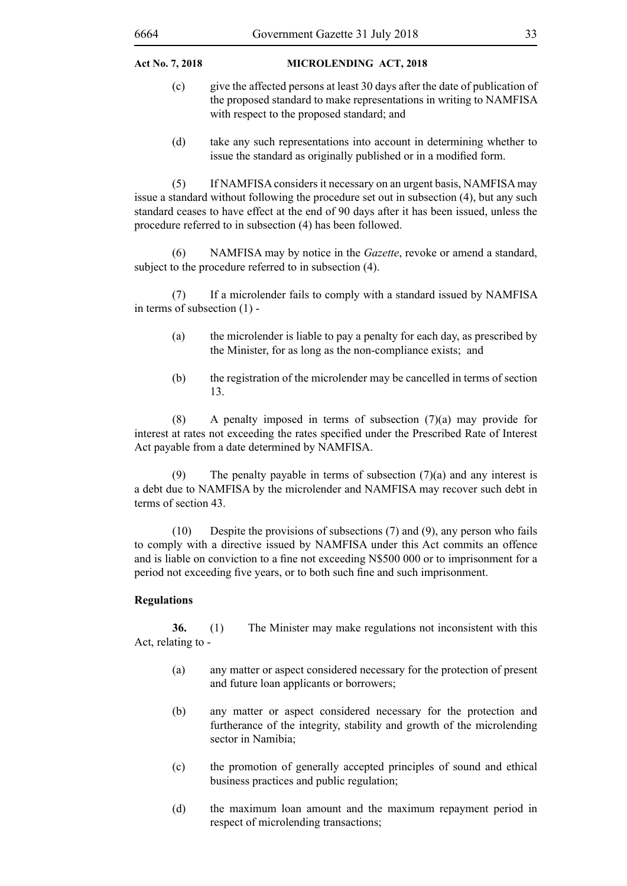(c) give the affected persons at least 30 days after the date of publication of the proposed standard to make representations in writing to NAMFISA with respect to the proposed standard; and

(d) take any such representations into account in determining whether to issue the standard as originally published or in a modified form.

(5) If NAMFISA considers it necessary on an urgent basis, NAMFISA may issue a standard without following the procedure set out in subsection (4), but any such standard ceases to have effect at the end of 90 days after it has been issued, unless the procedure referred to in subsection (4) has been followed.

(6) NAMFISA may by notice in the *Gazette*, revoke or amend a standard, subject to the procedure referred to in subsection (4).

(7) If a microlender fails to comply with a standard issued by NAMFISA in terms of subsection (1) -

(a) the microlender is liable to pay a penalty for each day, as prescribed by the Minister, for as long as the non-compliance exists; and

(b) the registration of the microlender may be cancelled in terms of section 13.

(8) A penalty imposed in terms of subsection (7)(a) may provide for interest at rates not exceeding the rates specified under the Prescribed Rate of Interest Act payable from a date determined by NAMFISA.

(9) The penalty payable in terms of subsection (7)(a) and any interest is a debt due to NAMFISA by the microlender and NAMFISA may recover such debt in terms of section 43.

(10) Despite the provisions of subsections (7) and (9), any person who fails to comply with a directive issued by NAMFISA under this Act commits an offence and is liable on conviction to a fine not exceeding N$500 000 or to imprisonment for a period not exceeding five years, or to both such fine and such imprisonment.

**Regulations**

**36.** (1) The Minister may make regulations not inconsistent with this Act, relating to -

(a) any matter or aspect considered necessary for the protection of present and future loan applicants or borrowers;

(b) any matter or aspect considered necessary for the protection and furtherance of the integrity, stability and growth of the microlending sector in Namibia;

(c) the promotion of generally accepted principles of sound and ethical business practices and public regulation;

(d) the maximum loan amount and the maximum repayment period in respect of microlending transactions;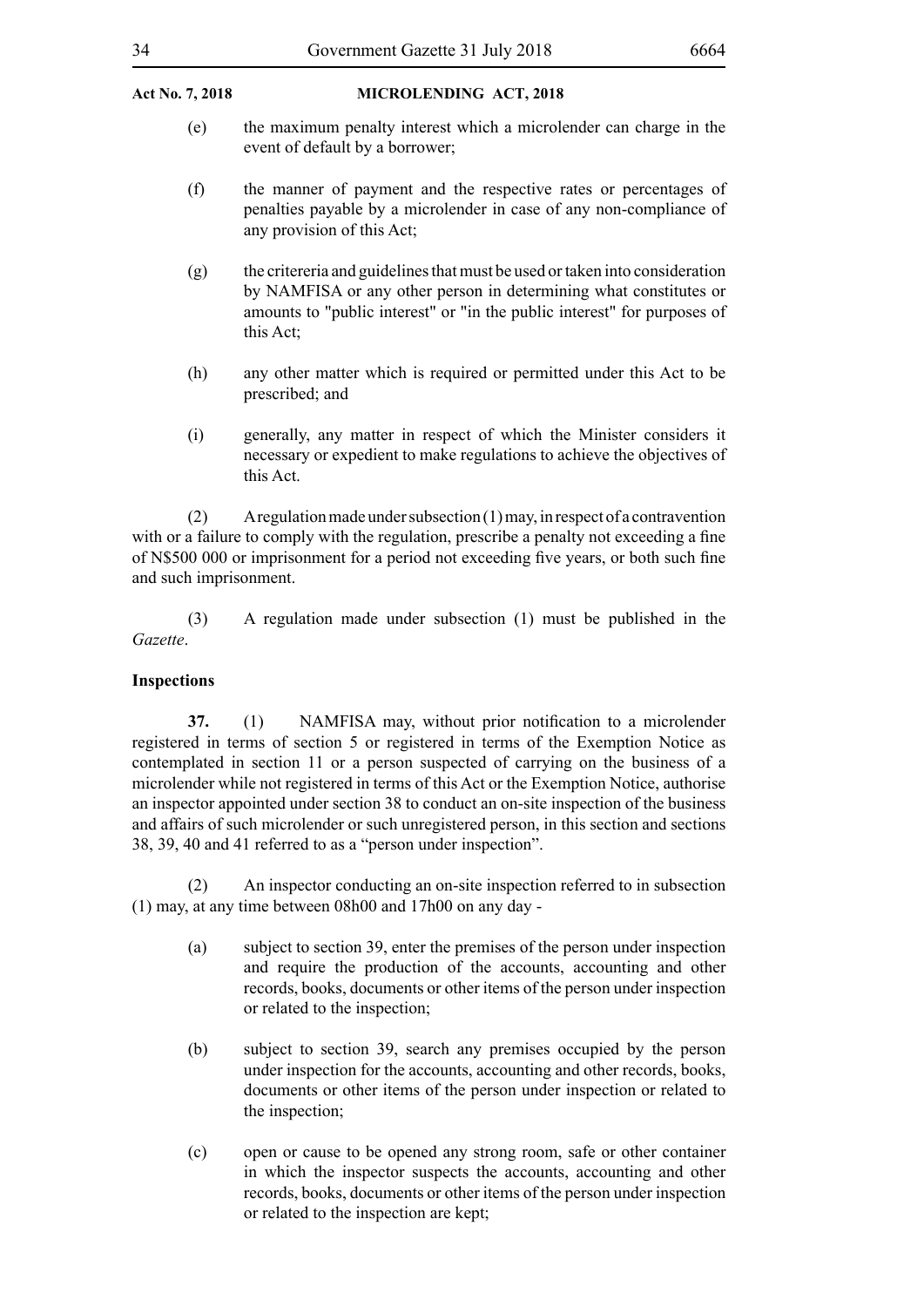(e) the maximum penalty interest which a microlender can charge in the event of default by a borrower;

(f) the manner of payment and the respective rates or percentages of penalties payable by a microlender in case of any non-compliance of any provision of this Act;

(g) the critereria and guidelines that must be used or taken into consideration by NAMFISA or any other person in determining what constitutes or amounts to "public interest" or "in the public interest" for purposes of this Act;

(h) any other matter which is required or permitted under this Act to be prescribed; and

(i) generally, any matter in respect of which the Minister considers it necessary or expedient to make regulations to achieve the objectives of this Act.

(2) A regulation made under subsection (1) may, in respect of a contravention with or a failure to comply with the regulation, prescribe a penalty not exceeding a fine of N$500 000 or imprisonment for a period not exceeding five years, or both such fine and such imprisonment.

(3) A regulation made under subsection (1) must be published in the *Gazette*.

**Inspections**

**37.** (1) NAMFISA may, without prior notification to a microlender registered in terms of section 5 or registered in terms of the Exemption Notice as contemplated in section 11 or a person suspected of carrying on the business of a microlender while not registered in terms of this Act or the Exemption Notice, authorise an inspector appointed under section 38 to conduct an on-site inspection of the business and affairs of such microlender or such unregistered person, in this section and sections 38, 39, 40 and 41 referred to as a "person under inspection".

(2) An inspector conducting an on-site inspection referred to in subsection (1) may, at any time between 08h00 and 17h00 on any day -

(a) subject to section 39, enter the premises of the person under inspection and require the production of the accounts, accounting and other records, books, documents or other items of the person under inspection or related to the inspection;

(b) subject to section 39, search any premises occupied by the person under inspection for the accounts, accounting and other records, books, documents or other items of the person under inspection or related to the inspection;

(c) open or cause to be opened any strong room, safe or other container in which the inspector suspects the accounts, accounting and other records, books, documents or other items of the person under inspection or related to the inspection are kept;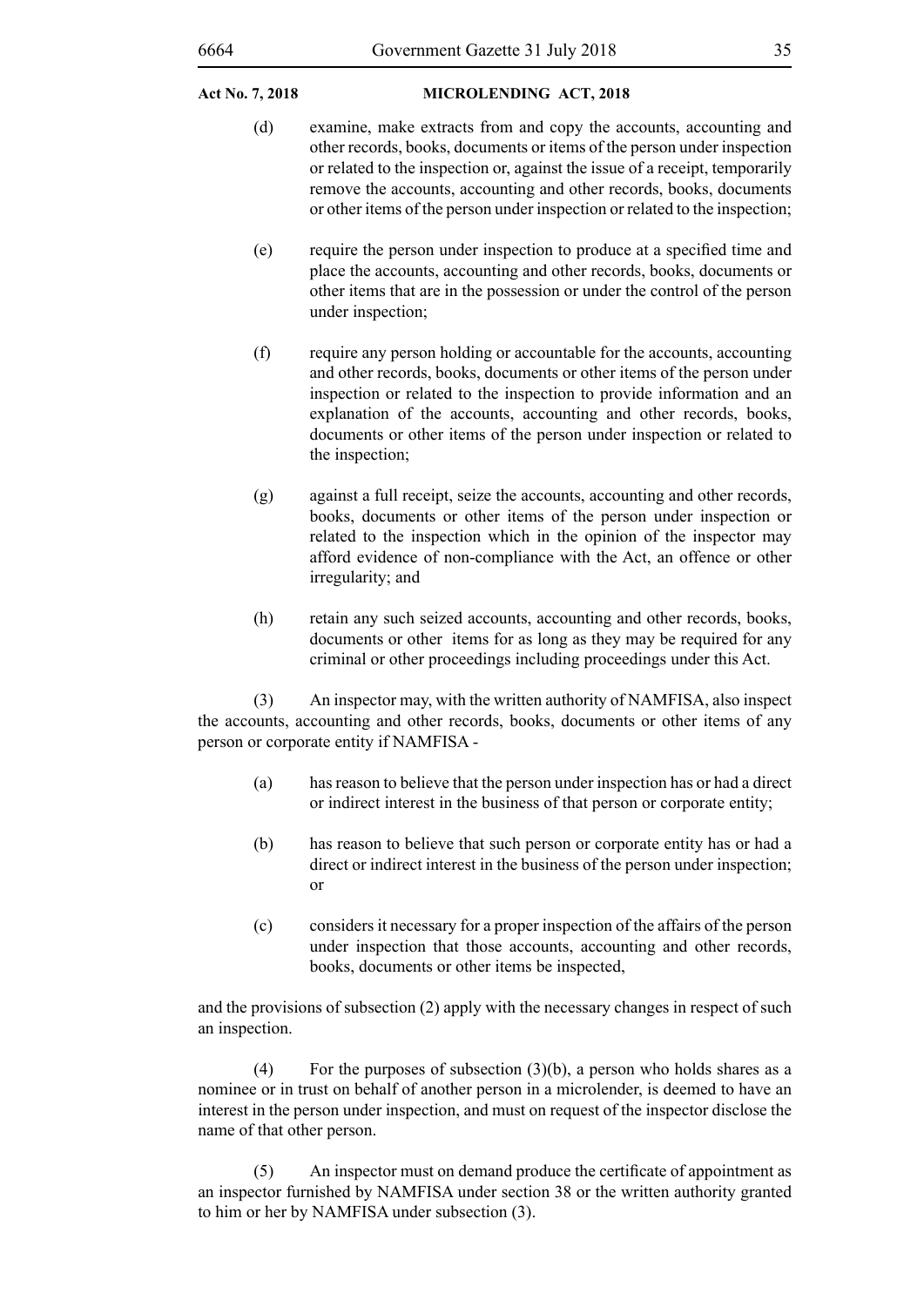(d) examine, make extracts from and copy the accounts, accounting and other records, books, documents or items of the person under inspection or related to the inspection or, against the issue of a receipt, temporarily remove the accounts, accounting and other records, books, documents or other items of the person under inspection or related to the inspection;

(e) require the person under inspection to produce at a specified time and place the accounts, accounting and other records, books, documents or other items that are in the possession or under the control of the person under inspection;

(f) require any person holding or accountable for the accounts, accounting and other records, books, documents or other items of the person under inspection or related to the inspection to provide information and an explanation of the accounts, accounting and other records, books, documents or other items of the person under inspection or related to the inspection;

(g) against a full receipt, seize the accounts, accounting and other records, books, documents or other items of the person under inspection or related to the inspection which in the opinion of the inspector may afford evidence of non-compliance with the Act, an offence or other irregularity; and

(h) retain any such seized accounts, accounting and other records, books, documents or other items for as long as they may be required for any criminal or other proceedings including proceedings under this Act.

(3) An inspector may, with the written authority of NAMFISA, also inspect the accounts, accounting and other records, books, documents or other items of any person or corporate entity if NAMFISA -

(a) has reason to believe that the person under inspection has or had a direct or indirect interest in the business of that person or corporate entity;

(b) has reason to believe that such person or corporate entity has or had a direct or indirect interest in the business of the person under inspection; or

(c) considers it necessary for a proper inspection of the affairs of the person under inspection that those accounts, accounting and other records, books, documents or other items be inspected,

and the provisions of subsection (2) apply with the necessary changes in respect of such an inspection.

(4) For the purposes of subsection (3)(b), a person who holds shares as a nominee or in trust on behalf of another person in a microlender, is deemed to have an interest in the person under inspection, and must on request of the inspector disclose the name of that other person.

(5) An inspector must on demand produce the certificate of appointment as an inspector furnished by NAMFISA under section 38 or the written authority granted to him or her by NAMFISA under subsection (3).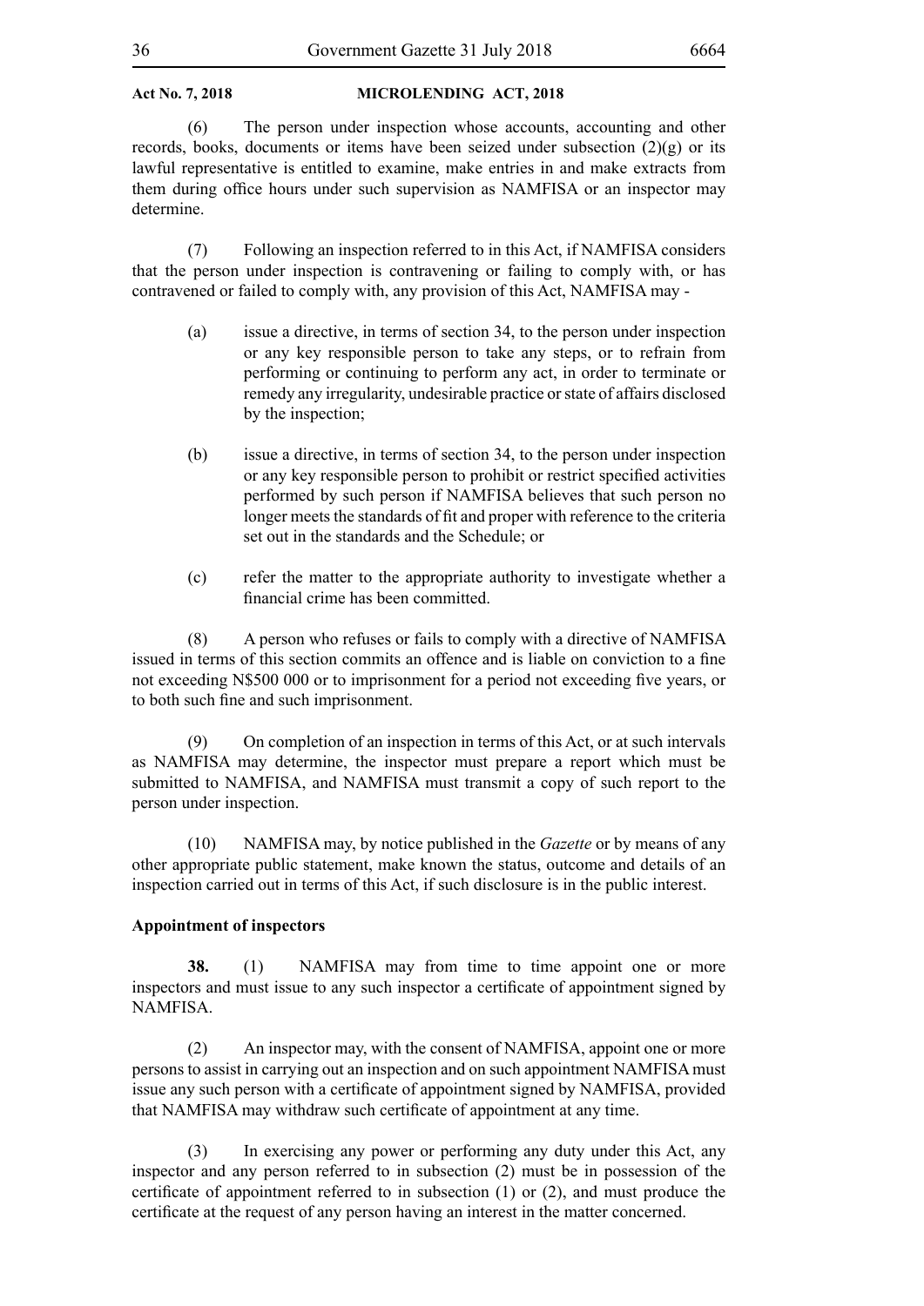(6) The person under inspection whose accounts, accounting and other records, books, documents or items have been seized under subsection (2)(g) or its lawful representative is entitled to examine, make entries in and make extracts from them during office hours under such supervision as NAMFISA or an inspector may determine.

(7) Following an inspection referred to in this Act, if NAMFISA considers that the person under inspection is contravening or failing to comply with, or has contravened or failed to comply with, any provision of this Act, NAMFISA may -

(a) issue a directive, in terms of section 34, to the person under inspection or any key responsible person to take any steps, or to refrain from performing or continuing to perform any act, in order to terminate or remedy any irregularity, undesirable practice or state of affairs disclosed by the inspection;

(b) issue a directive, in terms of section 34, to the person under inspection or any key responsible person to prohibit or restrict specified activities performed by such person if NAMFISA believes that such person no longer meets the standards of fit and proper with reference to the criteria set out in the standards and the Schedule; or

(c) refer the matter to the appropriate authority to investigate whether a financial crime has been committed.

(8) A person who refuses or fails to comply with a directive of NAMFISA issued in terms of this section commits an offence and is liable on conviction to a fine not exceeding N$500 000 or to imprisonment for a period not exceeding five years, or to both such fine and such imprisonment.

(9) On completion of an inspection in terms of this Act, or at such intervals as NAMFISA may determine, the inspector must prepare a report which must be submitted to NAMFISA, and NAMFISA must transmit a copy of such report to the person under inspection.

(10) NAMFISA may, by notice published in the *Gazette* or by means of any other appropriate public statement, make known the status, outcome and details of an inspection carried out in terms of this Act, if such disclosure is in the public interest.

**Appointment of inspectors**

**38.** (1) NAMFISA may from time to time appoint one or more inspectors and must issue to any such inspector a certificate of appointment signed by NAMFISA.

(2) An inspector may, with the consent of NAMFISA, appoint one or more persons to assist in carrying out an inspection and on such appointment NAMFISA must issue any such person with a certificate of appointment signed by NAMFISA, provided that NAMFISA may withdraw such certificate of appointment at any time.

(3) In exercising any power or performing any duty under this Act, any inspector and any person referred to in subsection (2) must be in possession of the certificate of appointment referred to in subsection (1) or (2), and must produce the certificate at the request of any person having an interest in the matter concerned.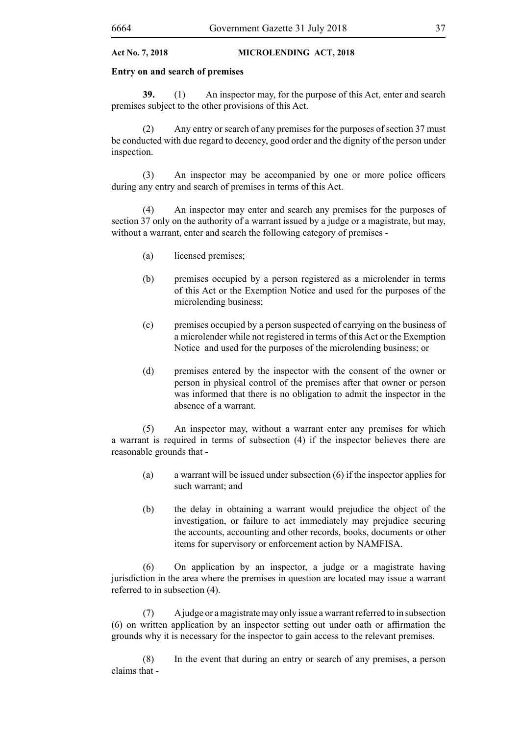**Entry on and search of premises**

**39.** (1) An inspector may, for the purpose of this Act, enter and search premises subject to the other provisions of this Act.

(2) Any entry or search of any premises for the purposes of section 37 must be conducted with due regard to decency, good order and the dignity of the person under inspection.

(3) An inspector may be accompanied by one or more police officers during any entry and search of premises in terms of this Act.

(4) An inspector may enter and search any premises for the purposes of section 37 only on the authority of a warrant issued by a judge or a magistrate, but may, without a warrant, enter and search the following category of premises -

(a) licensed premises;

(b) premises occupied by a person registered as a microlender in terms of this Act or the Exemption Notice and used for the purposes of the microlending business;

(c) premises occupied by a person suspected of carrying on the business of a microlender while not registered in terms of this Act or the Exemption Notice and used for the purposes of the microlending business; or

(d) premises entered by the inspector with the consent of the owner or person in physical control of the premises after that owner or person was informed that there is no obligation to admit the inspector in the absence of a warrant.

(5) An inspector may, without a warrant enter any premises for which a warrant is required in terms of subsection (4) if the inspector believes there are reasonable grounds that -

(a) a warrant will be issued under subsection (6) if the inspector applies for such warrant; and

(b) the delay in obtaining a warrant would prejudice the object of the investigation, or failure to act immediately may prejudice securing the accounts, accounting and other records, books, documents or other items for supervisory or enforcement action by NAMFISA.

(6) On application by an inspector, a judge or a magistrate having jurisdiction in the area where the premises in question are located may issue a warrant referred to in subsection (4).

(7) A judge or a magistrate may only issue a warrant referred to in subsection (6) on written application by an inspector setting out under oath or affirmation the grounds why it is necessary for the inspector to gain access to the relevant premises.

(8) In the event that during an entry or search of any premises, a person claims that -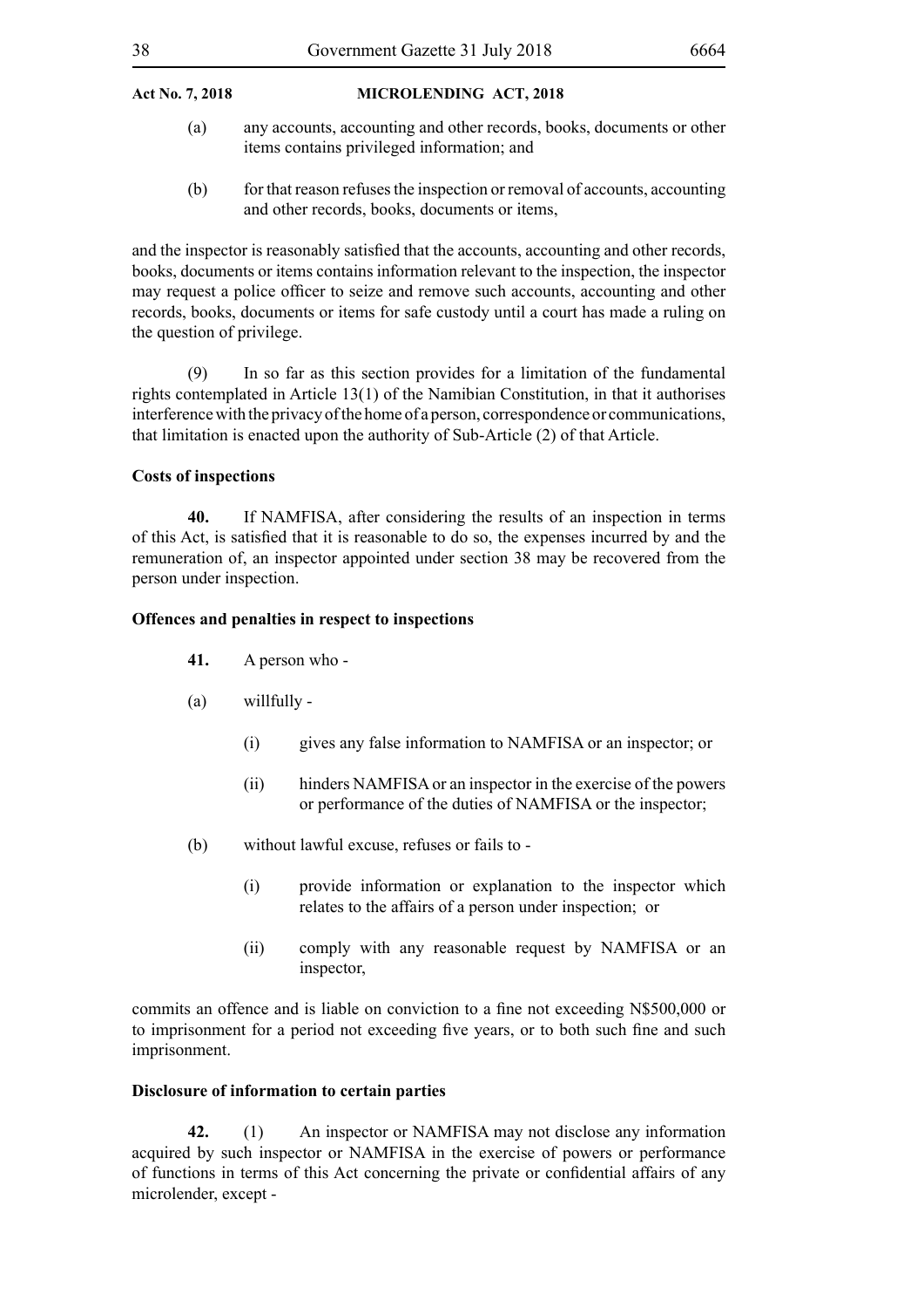(a) any accounts, accounting and other records, books, documents or other items contains privileged information; and

(b) for that reason refuses the inspection or removal of accounts, accounting and other records, books, documents or items,

and the inspector is reasonably satisfied that the accounts, accounting and other records, books, documents or items contains information relevant to the inspection, the inspector may request a police officer to seize and remove such accounts, accounting and other records, books, documents or items for safe custody until a court has made a ruling on the question of privilege.

(9) In so far as this section provides for a limitation of the fundamental rights contemplated in Article 13(1) of the Namibian Constitution, in that it authorises interference with the privacy of the home of a person, correspondence or communications, that limitation is enacted upon the authority of Sub-Article (2) of that Article.

**Costs of inspections**

**40.** If NAMFISA, after considering the results of an inspection in terms of this Act, is satisfied that it is reasonable to do so, the expenses incurred by and the remuneration of, an inspector appointed under section 38 may be recovered from the person under inspection.

**Offences and penalties in respect to inspections**

**41.** A person who -

(a) willfully -

(i) gives any false information to NAMFISA or an inspector; or

(ii) hinders NAMFISA or an inspector in the exercise of the powers or performance of the duties of NAMFISA or the inspector;

(b) without lawful excuse, refuses or fails to -

(i) provide information or explanation to the inspector which relates to the affairs of a person under inspection; or

(ii) comply with any reasonable request by NAMFISA or an inspector,

commits an offence and is liable on conviction to a fine not exceeding N$500,000 or to imprisonment for a period not exceeding five years, or to both such fine and such imprisonment.

**Disclosure of information to certain parties**

**42.** (1) An inspector or NAMFISA may not disclose any information acquired by such inspector or NAMFISA in the exercise of powers or performance of functions in terms of this Act concerning the private or confidential affairs of any microlender, except -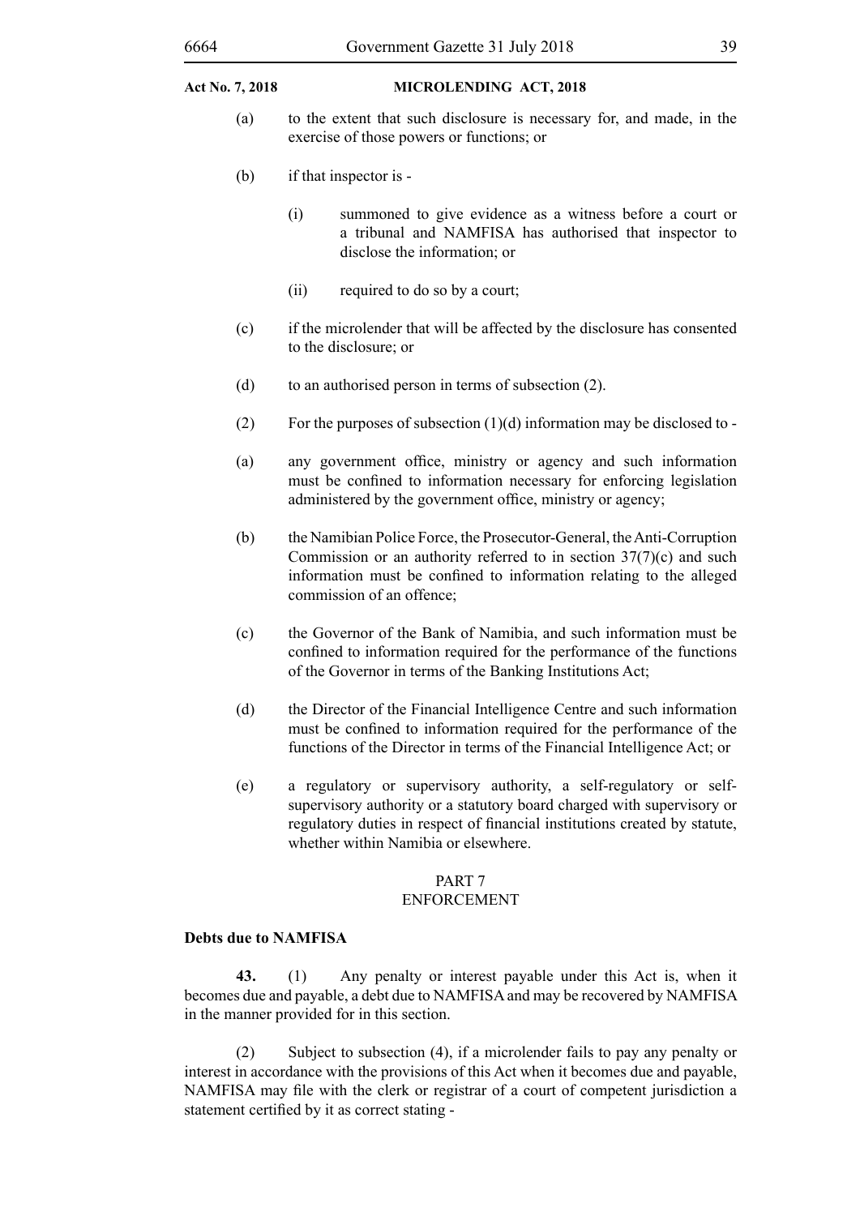(a) to the extent that such disclosure is necessary for, and made, in the exercise of those powers or functions; or

(b) if that inspector is -

(i) summoned to give evidence as a witness before a court or a tribunal and NAMFISA has authorised that inspector to disclose the information; or

(ii) required to do so by a court;

(c) if the microlender that will be affected by the disclosure has consented to the disclosure; or

(d) to an authorised person in terms of subsection (2).

(2) For the purposes of subsection (1)(d) information may be disclosed to -

(a) any government office, ministry or agency and such information must be confined to information necessary for enforcing legislation administered by the government office, ministry or agency;

(b) the Namibian Police Force, the Prosecutor-General, the Anti-Corruption Commission or an authority referred to in section 37(7)(c) and such information must be confined to information relating to the alleged commission of an offence;

(c) the Governor of the Bank of Namibia, and such information must be confined to information required for the performance of the functions of the Governor in terms of the Banking Institutions Act;

(d) the Director of the Financial Intelligence Centre and such information must be confined to information required for the performance of the functions of the Director in terms of the Financial Intelligence Act; or

(e) a regulatory or supervisory authority, a self-regulatory or self-supervisory authority or a statutory board charged with supervisory or regulatory duties in respect of financial institutions created by statute, whether within Namibia or elsewhere.

## PART 7
## ENFORCEMENT

**Debts due to NAMFISA**

**43.** (1) Any penalty or interest payable under this Act is, when it becomes due and payable, a debt due to NAMFISA and may be recovered by NAMFISA in the manner provided for in this section.

(2) Subject to subsection (4), if a microlender fails to pay any penalty or interest in accordance with the provisions of this Act when it becomes due and payable, NAMFISA may file with the clerk or registrar of a court of competent jurisdiction a statement certified by it as correct stating -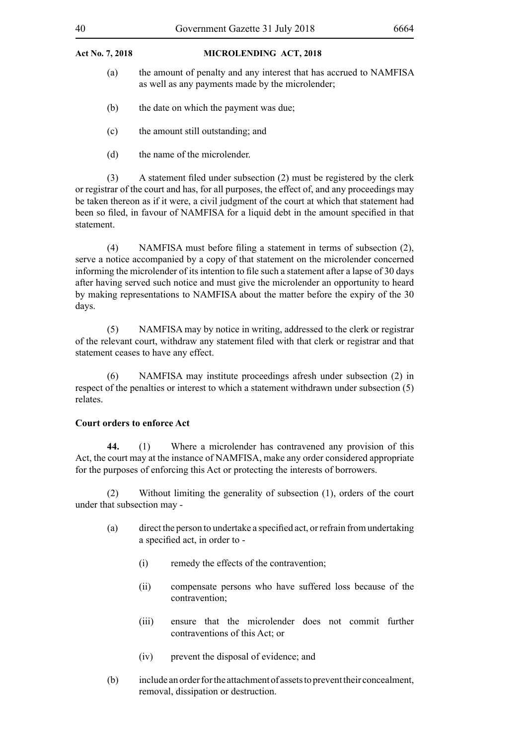(a) the amount of penalty and any interest that has accrued to NAMFISA as well as any payments made by the microlender;

(b) the date on which the payment was due;

(c) the amount still outstanding; and

(d) the name of the microlender.

(3) A statement filed under subsection (2) must be registered by the clerk or registrar of the court and has, for all purposes, the effect of, and any proceedings may be taken thereon as if it were, a civil judgment of the court at which that statement had been so filed, in favour of NAMFISA for a liquid debt in the amount specified in that statement.

(4) NAMFISA must before filing a statement in terms of subsection (2), serve a notice accompanied by a copy of that statement on the microlender concerned informing the microlender of its intention to file such a statement after a lapse of 30 days after having served such notice and must give the microlender an opportunity to heard by making representations to NAMFISA about the matter before the expiry of the 30 days.

(5) NAMFISA may by notice in writing, addressed to the clerk or registrar of the relevant court, withdraw any statement filed with that clerk or registrar and that statement ceases to have any effect.

(6) NAMFISA may institute proceedings afresh under subsection (2) in respect of the penalties or interest to which a statement withdrawn under subsection (5) relates.

**Court orders to enforce Act**

**44.** (1) Where a microlender has contravened any provision of this Act, the court may at the instance of NAMFISA, make any order considered appropriate for the purposes of enforcing this Act or protecting the interests of borrowers.

(2) Without limiting the generality of subsection (1), orders of the court under that subsection may -

(a) direct the person to undertake a specified act, or refrain from undertaking a specified act, in order to -

(i) remedy the effects of the contravention;

(ii) compensate persons who have suffered loss because of the contravention;

(iii) ensure that the microlender does not commit further contraventions of this Act; or

(iv) prevent the disposal of evidence; and

(b) include an order for the attachment of assets to prevent their concealment, removal, dissipation or destruction.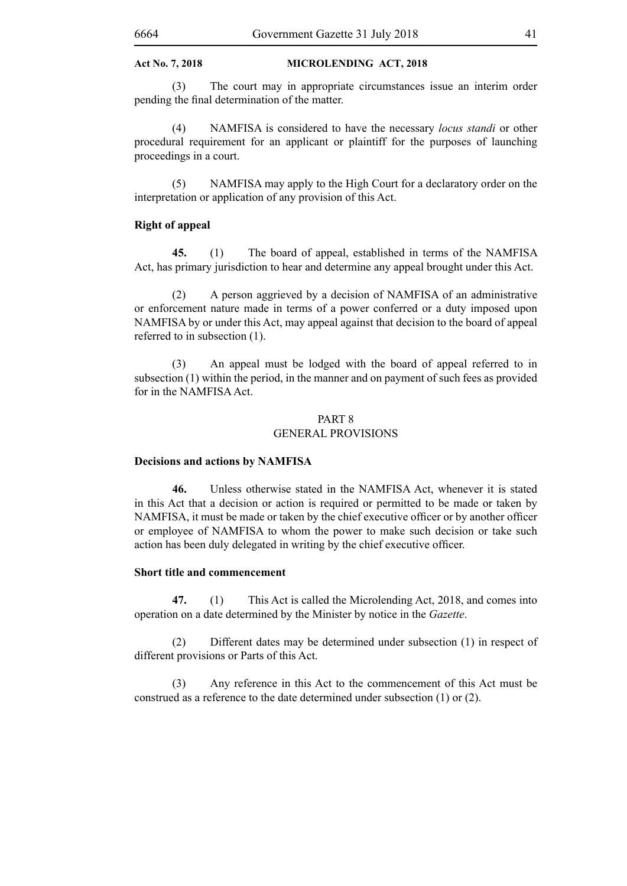(3) The court may in appropriate circumstances issue an interim order pending the final determination of the matter.

(4) NAMFISA is considered to have the necessary *locus standi* or other procedural requirement for an applicant or plaintiff for the purposes of launching proceedings in a court.

(5) NAMFISA may apply to the High Court for a declaratory order on the interpretation or application of any provision of this Act.

**Right of appeal**

**45.** (1) The board of appeal, established in terms of the NAMFISA Act, has primary jurisdiction to hear and determine any appeal brought under this Act.

(2) A person aggrieved by a decision of NAMFISA of an administrative or enforcement nature made in terms of a power conferred or a duty imposed upon NAMFISA by or under this Act, may appeal against that decision to the board of appeal referred to in subsection (1).

(3) An appeal must be lodged with the board of appeal referred to in subsection (1) within the period, in the manner and on payment of such fees as provided for in the NAMFISA Act.

## PART 8
## GENERAL PROVISIONS

**Decisions and actions by NAMFISA**

**46.** Unless otherwise stated in the NAMFISA Act, whenever it is stated in this Act that a decision or action is required or permitted to be made or taken by NAMFISA, it must be made or taken by the chief executive officer or by another officer or employee of NAMFISA to whom the power to make such decision or take such action has been duly delegated in writing by the chief executive officer.

**Short title and commencement**

**47.** (1) This Act is called the Microlending Act, 2018, and comes into operation on a date determined by the Minister by notice in the *Gazette*.

(2) Different dates may be determined under subsection (1) in respect of different provisions or Parts of this Act.

(3) Any reference in this Act to the commencement of this Act must be construed as a reference to the date determined under subsection (1) or (2).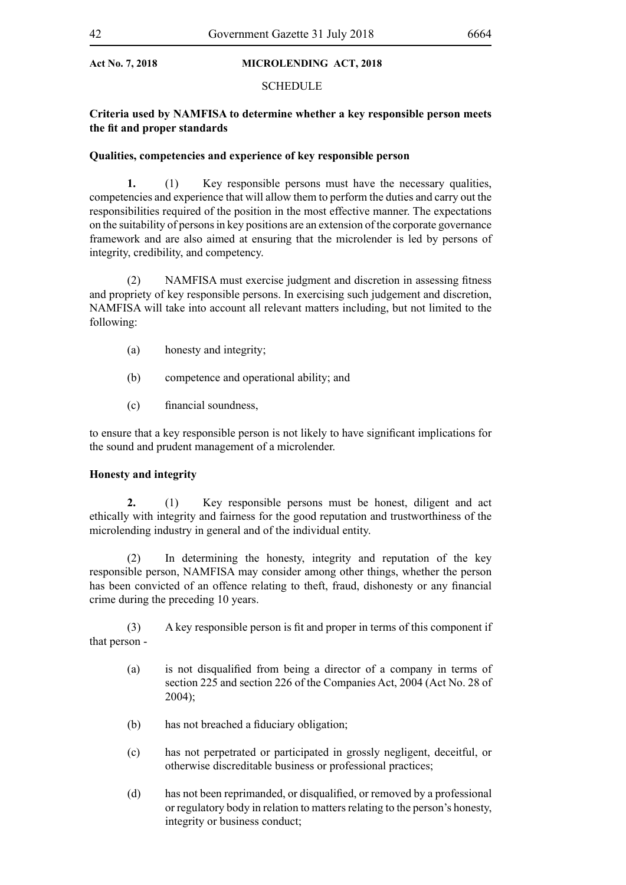**Act No. 7, 2018 MICROLENDING ACT, 2018**

SCHEDULE

**Criteria used by NAMFISA to determine whether a key responsible person meets the fit and proper standards**

**Qualities, competencies and experience of key responsible person**

**1.** (1) Key responsible persons must have the necessary qualities, competencies and experience that will allow them to perform the duties and carry out the responsibilities required of the position in the most effective manner. The expectations on the suitability of persons in key positions are an extension of the corporate governance framework and are also aimed at ensuring that the microlender is led by persons of integrity, credibility, and competency.

(2) NAMFISA must exercise judgment and discretion in assessing fitness and propriety of key responsible persons. In exercising such judgement and discretion, NAMFISA will take into account all relevant matters including, but not limited to the following:

(a) honesty and integrity;

(b) competence and operational ability; and

(c) financial soundness,

to ensure that a key responsible person is not likely to have significant implications for the sound and prudent management of a microlender.

**Honesty and integrity**

**2.** (1) Key responsible persons must be honest, diligent and act ethically with integrity and fairness for the good reputation and trustworthiness of the microlending industry in general and of the individual entity.

(2) In determining the honesty, integrity and reputation of the key responsible person, NAMFISA may consider among other things, whether the person has been convicted of an offence relating to theft, fraud, dishonesty or any financial crime during the preceding 10 years.

(3) A key responsible person is fit and proper in terms of this component if that person -

(a) is not disqualified from being a director of a company in terms of section 225 and section 226 of the Companies Act, 2004 (Act No. 28 of 2004);

(b) has not breached a fiduciary obligation;

(c) has not perpetrated or participated in grossly negligent, deceitful, or otherwise discreditable business or professional practices;

(d) has not been reprimanded, or disqualified, or removed by a professional or regulatory body in relation to matters relating to the person's honesty, integrity or business conduct;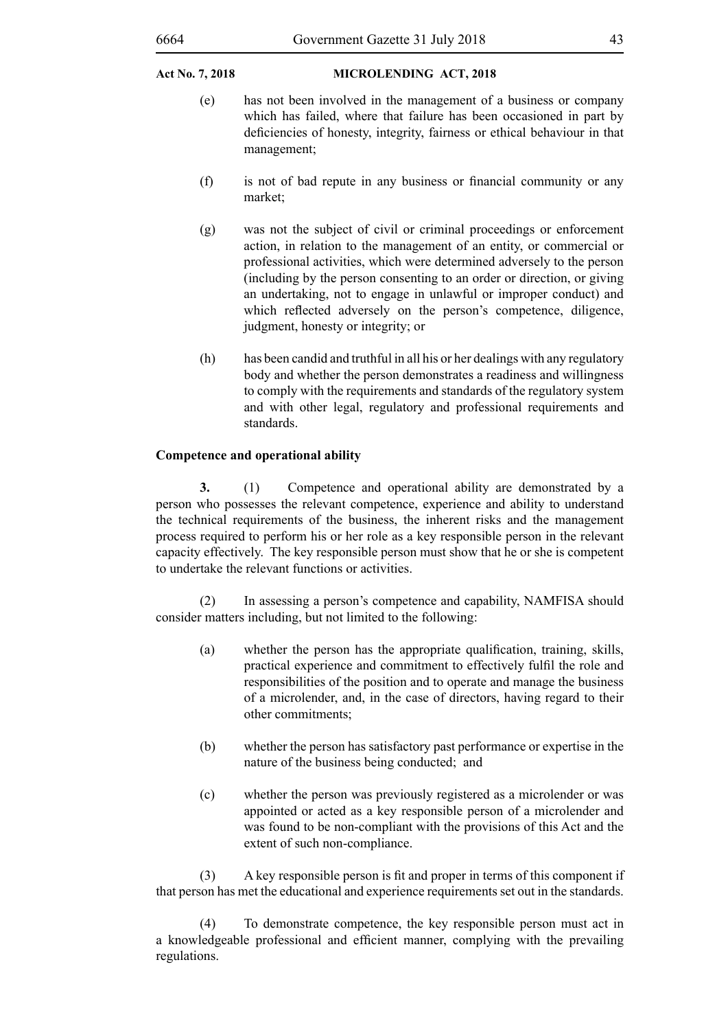(e) has not been involved in the management of a business or company which has failed, where that failure has been occasioned in part by deficiencies of honesty, integrity, fairness or ethical behaviour in that management;

(f) is not of bad repute in any business or financial community or any market;

(g) was not the subject of civil or criminal proceedings or enforcement action, in relation to the management of an entity, or commercial or professional activities, which were determined adversely to the person (including by the person consenting to an order or direction, or giving an undertaking, not to engage in unlawful or improper conduct) and which reflected adversely on the person's competence, diligence, judgment, honesty or integrity; or

(h) has been candid and truthful in all his or her dealings with any regulatory body and whether the person demonstrates a readiness and willingness to comply with the requirements and standards of the regulatory system and with other legal, regulatory and professional requirements and standards.

**Competence and operational ability**

**3.** (1) Competence and operational ability are demonstrated by a person who possesses the relevant competence, experience and ability to understand the technical requirements of the business, the inherent risks and the management process required to perform his or her role as a key responsible person in the relevant capacity effectively. The key responsible person must show that he or she is competent to undertake the relevant functions or activities.

(2) In assessing a person's competence and capability, NAMFISA should consider matters including, but not limited to the following:

(a) whether the person has the appropriate qualification, training, skills, practical experience and commitment to effectively fulfil the role and responsibilities of the position and to operate and manage the business of a microlender, and, in the case of directors, having regard to their other commitments;

(b) whether the person has satisfactory past performance or expertise in the nature of the business being conducted; and

(c) whether the person was previously registered as a microlender or was appointed or acted as a key responsible person of a microlender and was found to be non-compliant with the provisions of this Act and the extent of such non-compliance.

(3) A key responsible person is fit and proper in terms of this component if that person has met the educational and experience requirements set out in the standards.

(4) To demonstrate competence, the key responsible person must act in a knowledgeable professional and efficient manner, complying with the prevailing regulations.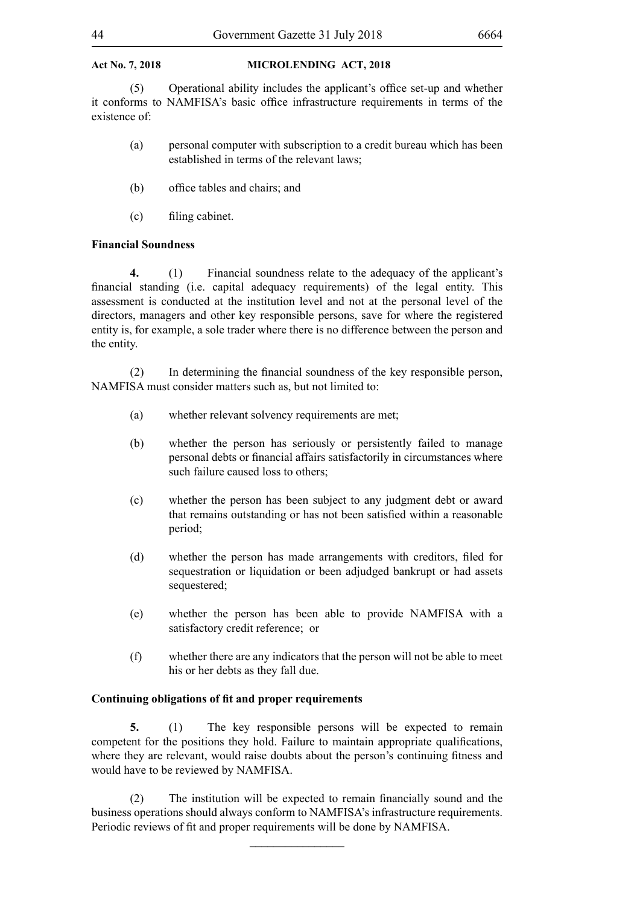(5) Operational ability includes the applicant's office set-up and whether it conforms to NAMFISA's basic office infrastructure requirements in terms of the existence of:

(a) personal computer with subscription to a credit bureau which has been established in terms of the relevant laws;

(b) office tables and chairs; and

(c) filing cabinet.

**Financial Soundness**

**4.** (1) Financial soundness relate to the adequacy of the applicant's financial standing (i.e. capital adequacy requirements) of the legal entity. This assessment is conducted at the institution level and not at the personal level of the directors, managers and other key responsible persons, save for where the registered entity is, for example, a sole trader where there is no difference between the person and the entity.

(2) In determining the financial soundness of the key responsible person, NAMFISA must consider matters such as, but not limited to:

(a) whether relevant solvency requirements are met;

(b) whether the person has seriously or persistently failed to manage personal debts or financial affairs satisfactorily in circumstances where such failure caused loss to others;

(c) whether the person has been subject to any judgment debt or award that remains outstanding or has not been satisfied within a reasonable period;

(d) whether the person has made arrangements with creditors, filed for sequestration or liquidation or been adjudged bankrupt or had assets sequestered;

(e) whether the person has been able to provide NAMFISA with a satisfactory credit reference; or

(f) whether there are any indicators that the person will not be able to meet his or her debts as they fall due.

**Continuing obligations of fit and proper requirements**

**5.** (1) The key responsible persons will be expected to remain competent for the positions they hold. Failure to maintain appropriate qualifications, where they are relevant, would raise doubts about the person's continuing fitness and would have to be reviewed by NAMFISA.

(2) The institution will be expected to remain financially sound and the business operations should always conform to NAMFISA's infrastructure requirements. Periodic reviews of fit and proper requirements will be done by NAMFISA.

________________